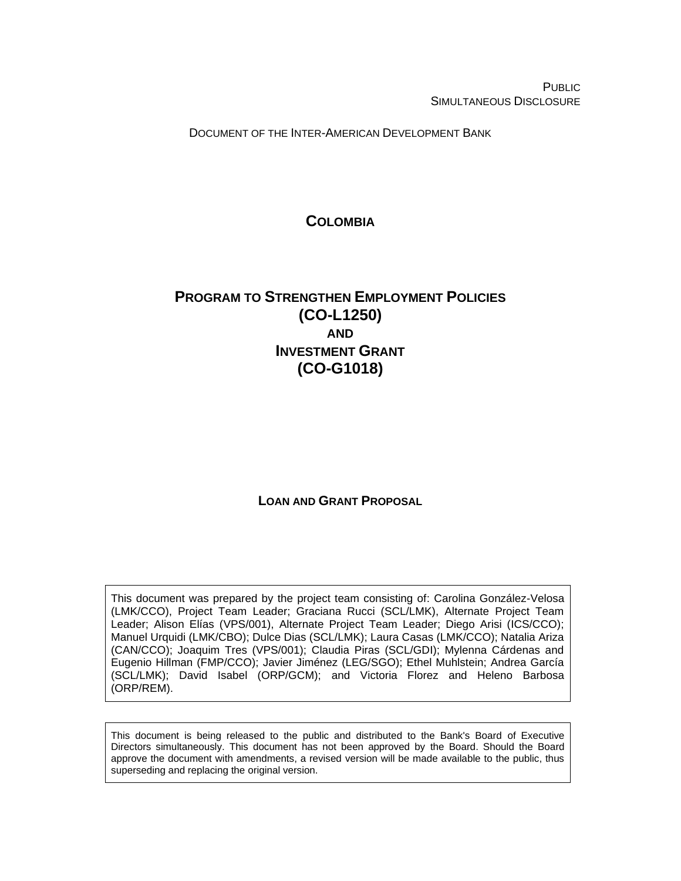PUBLIC
SIMULTANEOUS DISCLOSURE

DOCUMENT OF THE INTER-AMERICAN DEVELOPMENT BANK

# COLOMBIA

# PROGRAM TO STRENGTHEN EMPLOYMENT POLICIES (CO-L1250) AND INVESTMENT GRANT (CO-G1018)

## LOAN AND GRANT PROPOSAL

This document was prepared by the project team consisting of: Carolina González-Velosa (LMK/CCO), Project Team Leader; Graciana Rucci (SCL/LMK), Alternate Project Team Leader; Alison Elías (VPS/001), Alternate Project Team Leader; Diego Arisi (ICS/CCO); Manuel Urquidi (LMK/CBO); Dulce Dias (SCL/LMK); Laura Casas (LMK/CCO); Natalia Ariza (CAN/CCO); Joaquim Tres (VPS/001); Claudia Piras (SCL/GDI); Mylenna Cárdenas and Eugenio Hillman (FMP/CCO); Javier Jiménez (LEG/SGO); Ethel Muhlstein; Andrea García (SCL/LMK); David Isabel (ORP/GCM); and Victoria Florez and Heleno Barbosa (ORP/REM).

This document is being released to the public and distributed to the Bank's Board of Executive Directors simultaneously. This document has not been approved by the Board. Should the Board approve the document with amendments, a revised version will be made available to the public, thus superseding and replacing the original version.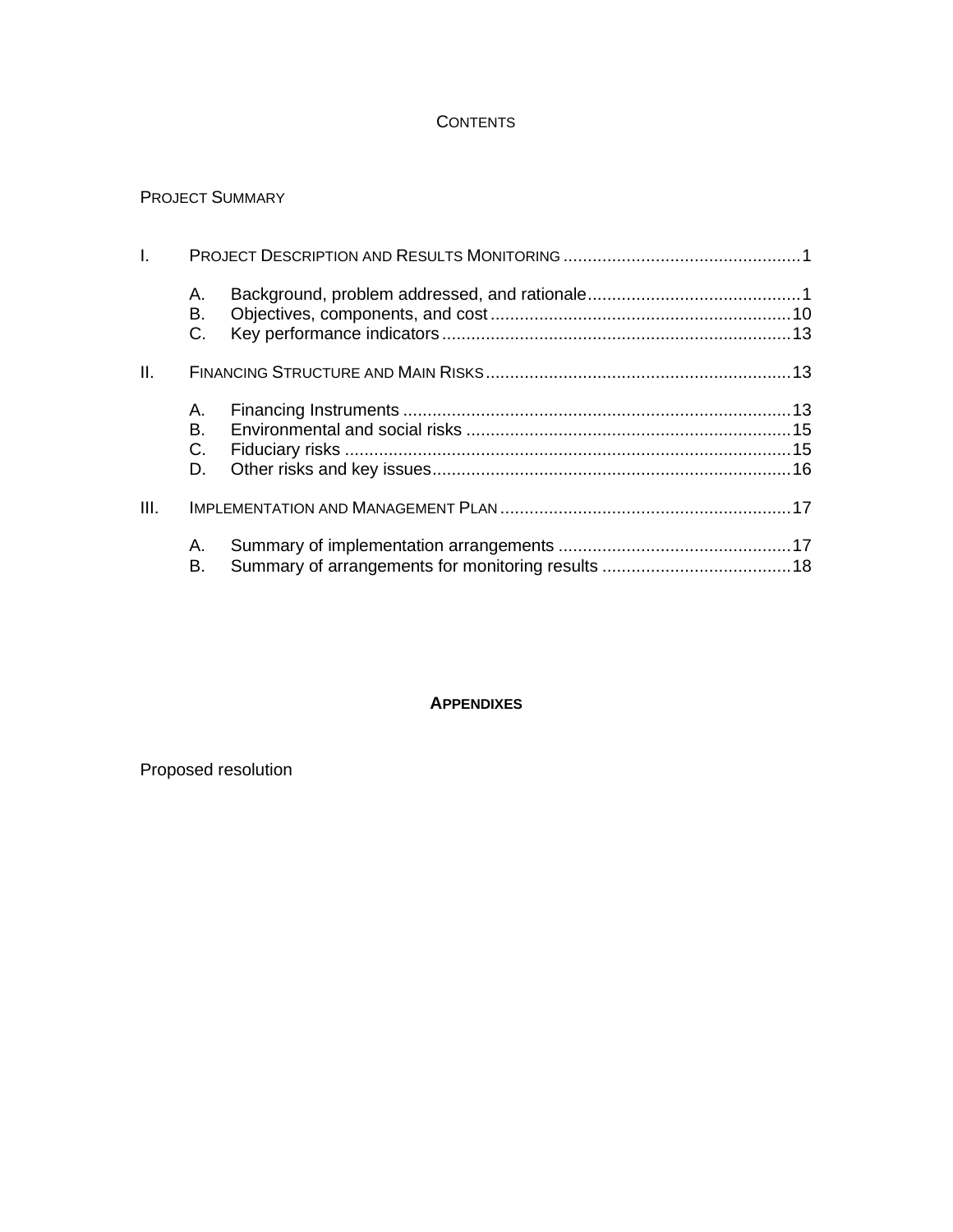# CONTENTS

PROJECT SUMMARY

| | | | |
|---|---|---|---|
| I. | PROJECT DESCRIPTION AND RESULTS MONITORING | | 1 |
| | A. | Background, problem addressed, and rationale | 1 |
| | B. | Objectives, components, and cost | 10 |
| | C. | Key performance indicators | 13 |
| II. | FINANCING STRUCTURE AND MAIN RISKS | | 13 |
| | A. | Financing Instruments | 13 |
| | B. | Environmental and social risks | 15 |
| | C. | Fiduciary risks | 15 |
| | D. | Other risks and key issues | 16 |
| III. | IMPLEMENTATION AND MANAGEMENT PLAN | | 17 |
| | A. | Summary of implementation arrangements | 17 |
| | B. | Summary of arrangements for monitoring results | 18 |

## APPENDIXES

Proposed resolution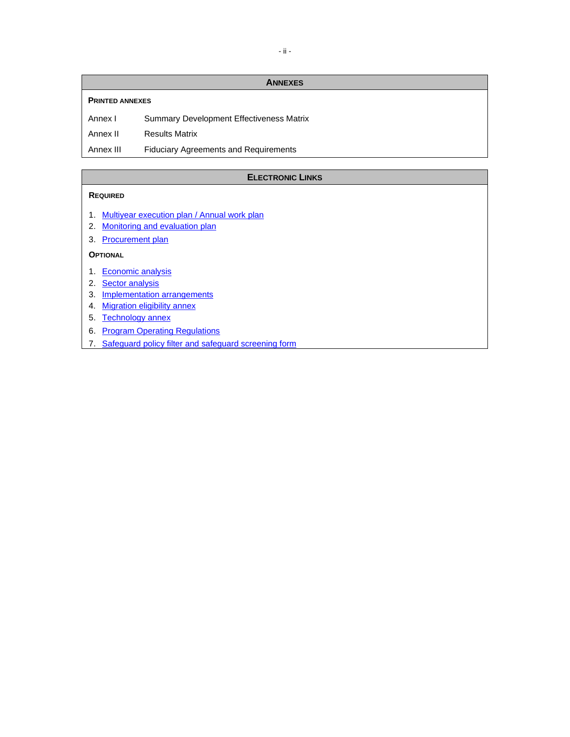## ANNEXES

**PRINTED ANNEXES**

| | |
|---|---|
| Annex I | Summary Development Effectiveness Matrix |
| Annex II | Results Matrix |
| Annex III | Fiduciary Agreements and Requirements |

## ELECTRONIC LINKS

**REQUIRED**

1. Multiyear execution plan / Annual work plan
2. Monitoring and evaluation plan
3. Procurement plan

**OPTIONAL**

1. Economic analysis
2. Sector analysis
3. Implementation arrangements
4. Migration eligibility annex
5. Technology annex
6. Program Operating Regulations
7. Safeguard policy filter and safeguard screening form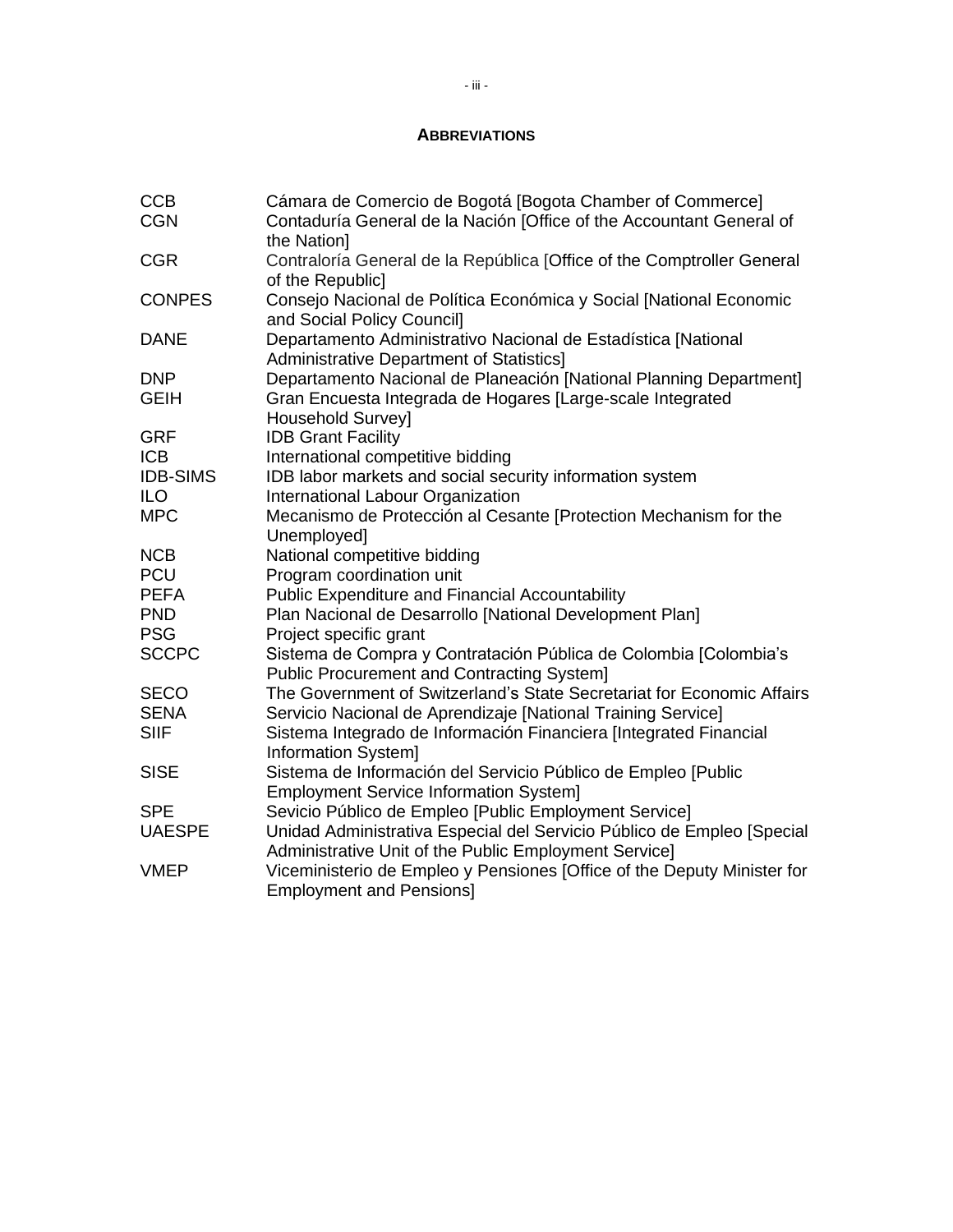## ABBREVIATIONS

| | |
|---|---|
| CCB | Cámara de Comercio de Bogotá [Bogota Chamber of Commerce] |
| CGN | Contaduría General de la Nación [Office of the Accountant General of the Nation] |
| CGR | Contraloría General de la República [Office of the Comptroller General of the Republic] |
| CONPES | Consejo Nacional de Política Económica y Social [National Economic and Social Policy Council] |
| DANE | Departamento Administrativo Nacional de Estadística [National Administrative Department of Statistics] |
| DNP | Departamento Nacional de Planeación [National Planning Department] |
| GEIH | Gran Encuesta Integrada de Hogares [Large-scale Integrated Household Survey] |
| GRF | IDB Grant Facility |
| ICB | International competitive bidding |
| IDB-SIMS | IDB labor markets and social security information system |
| ILO | International Labour Organization |
| MPC | Mecanismo de Protección al Cesante [Protection Mechanism for the Unemployed] |
| NCB | National competitive bidding |
| PCU | Program coordination unit |
| PEFA | Public Expenditure and Financial Accountability |
| PND | Plan Nacional de Desarrollo [National Development Plan] |
| PSG | Project specific grant |
| SCCPC | Sistema de Compra y Contratación Pública de Colombia [Colombia's Public Procurement and Contracting System] |
| SECO | The Government of Switzerland's State Secretariat for Economic Affairs |
| SENA | Servicio Nacional de Aprendizaje [National Training Service] |
| SIIF | Sistema Integrado de Información Financiera [Integrated Financial Information System] |
| SISE | Sistema de Información del Servicio Público de Empleo [Public Employment Service Information System] |
| SPE | Sevicio Público de Empleo [Public Employment Service] |
| UAESPE | Unidad Administrativa Especial del Servicio Público de Empleo [Special Administrative Unit of the Public Employment Service] |
| VMEP | Viceministerio de Empleo y Pensiones [Office of the Deputy Minister for Employment and Pensions] |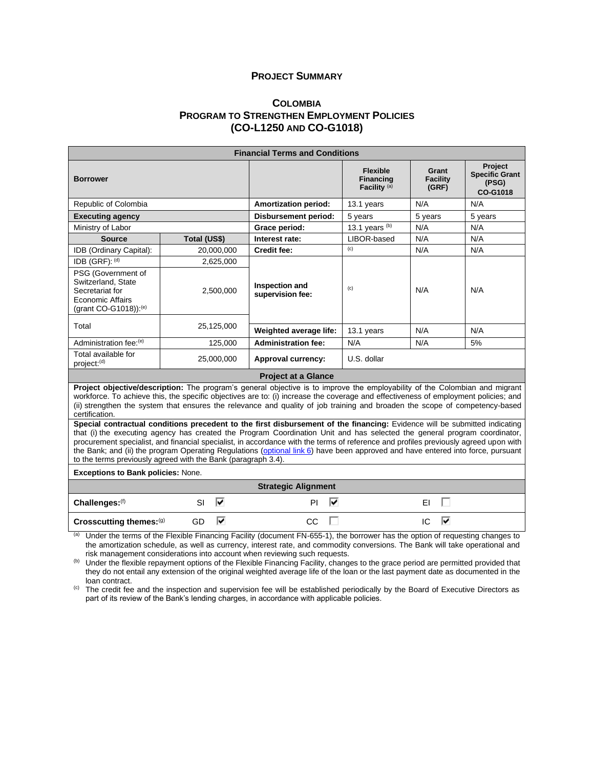# PROJECT SUMMARY

## COLOMBIA
## PROGRAM TO STRENGTHEN EMPLOYMENT POLICIES
## (CO-L1250 AND CO-G1018)

| Financial Terms and Conditions | | | | | |
|---|---|---|---|---|---|
| **Borrower** | | | **Flexible Financing Facility** [(a)] | **Grant Facility (GRF)** | **Project Specific Grant (PSG) CO-G1018** |
| Republic of Colombia | | **Amortization period:** | 13.1 years | N/A | N/A |
| **Executing agency** | | **Disbursement period:** | 5 years | 5 years | 5 years |
| Ministry of Labor | | **Grace period:** | 13.1 years [(b)] | N/A | N/A |
| **Source** | **Total (US$)** | **Interest rate:** | LIBOR-based | N/A | N/A |
| IDB (Ordinary Capital): | 20,000,000 | **Credit fee:** | [(c)] | N/A | N/A |
| IDB (GRF): [(d)] | 2,625,000 | **Inspection and supervision fee:** | [(c)] | N/A | N/A |
| PSG (Government of Switzerland, State Secretariat for Economic Affairs (grant CO-G1018)): [(e)] | 2,500,000 | | | | |
| Total | 25,125,000 | **Weighted average life:** | 13.1 years | N/A | N/A |
| Administration fee: [(e)] | 125,000 | **Administration fee:** | N/A | N/A | 5% |
| Total available for project: [(d)] | 25,000,000 | **Approval currency:** | U.S. dollar | | |

| Project at a Glance |
|---|
| **Project objective/description:** The program's general objective is to improve the employability of the Colombian and migrant workforce. To achieve this, the specific objectives are to: (i) increase the coverage and effectiveness of employment policies; and (ii) strengthen the system that ensures the relevance and quality of job training and broaden the scope of competency-based certification. |
| **Special contractual conditions precedent to the first disbursement of the financing:** Evidence will be submitted indicating that (i) the executing agency has created the Program Coordination Unit and has selected the general program coordinator, procurement specialist, and financial specialist, in accordance with the terms of reference and profiles previously agreed upon with the Bank; and (ii) the program Operating Regulations (optional link 6) have been approved and have entered into force, pursuant to the terms previously agreed with the Bank (paragraph 3.4). |
| **Exceptions to Bank policies:** None. |

| Strategic Alignment | | | |
|---|---|---|---|
| **Challenges:** [(f)] | SI ☑ | PI ☑ | EI ☐ |
| **Crosscutting themes:** [(g)] | GD ☑ | CC ☐ | IC ☑ |

[(a)] Under the terms of the Flexible Financing Facility (document FN-655-1), the borrower has the option of requesting changes to the amortization schedule, as well as currency, interest rate, and commodity conversions. The Bank will take operational and risk management considerations into account when reviewing such requests.

[(b)] Under the flexible repayment options of the Flexible Financing Facility, changes to the grace period are permitted provided that they do not entail any extension of the original weighted average life of the loan or the last payment date as documented in the loan contract.

[(c)] The credit fee and the inspection and supervision fee will be established periodically by the Board of Executive Directors as part of its review of the Bank's lending charges, in accordance with applicable policies.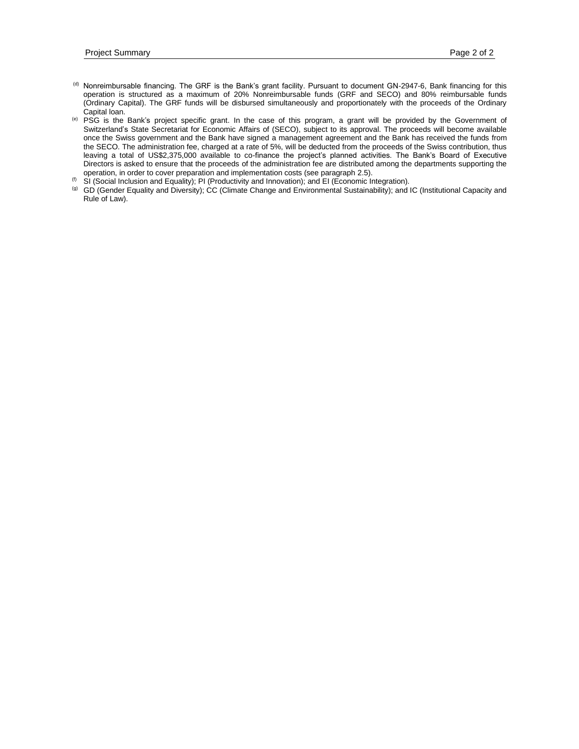[(d)] Nonreimbursable financing. The GRF is the Bank's grant facility. Pursuant to document GN-2947-6, Bank financing for this operation is structured as a maximum of 20% Nonreimbursable funds (GRF and SECO) and 80% reimbursable funds (Ordinary Capital). The GRF funds will be disbursed simultaneously and proportionately with the proceeds of the Ordinary Capital loan.

[(e)] PSG is the Bank's project specific grant. In the case of this program, a grant will be provided by the Government of Switzerland's State Secretariat for Economic Affairs of (SECO), subject to its approval. The proceeds will become available once the Swiss government and the Bank have signed a management agreement and the Bank has received the funds from the SECO. The administration fee, charged at a rate of 5%, will be deducted from the proceeds of the Swiss contribution, thus leaving a total of US$2,375,000 available to co-finance the project's planned activities. The Bank's Board of Executive Directors is asked to ensure that the proceeds of the administration fee are distributed among the departments supporting the operation, in order to cover preparation and implementation costs (see paragraph 2.5).

[(f)] SI (Social Inclusion and Equality); PI (Productivity and Innovation); and EI (Economic Integration).

[(g)] GD (Gender Equality and Diversity); CC (Climate Change and Environmental Sustainability); and IC (Institutional Capacity and Rule of Law).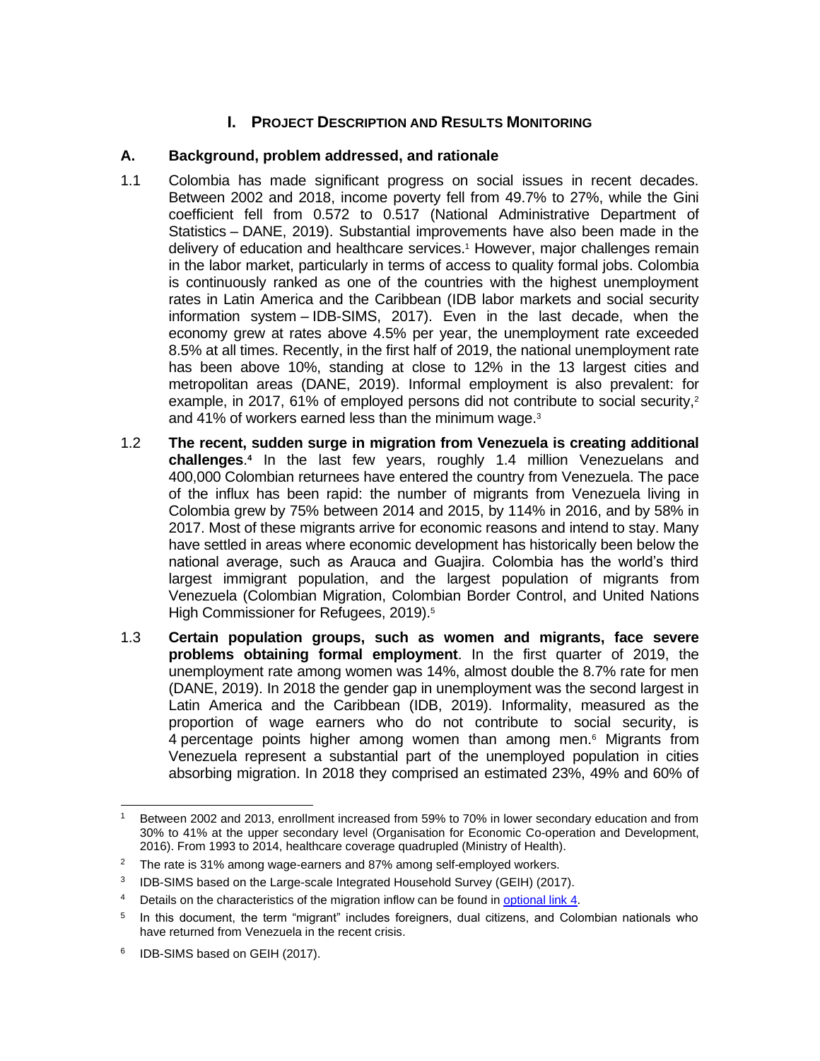# I. Project Description and Results Monitoring

## A. Background, problem addressed, and rationale

1.1 Colombia has made significant progress on social issues in recent decades. Between 2002 and 2018, income poverty fell from 49.7% to 27%, while the Gini coefficient fell from 0.572 to 0.517 (National Administrative Department of Statistics – DANE, 2019). Substantial improvements have also been made in the delivery of education and healthcare services.[1] However, major challenges remain in the labor market, particularly in terms of access to quality formal jobs. Colombia is continuously ranked as one of the countries with the highest unemployment rates in Latin America and the Caribbean (IDB labor markets and social security information system – IDB-SIMS, 2017). Even in the last decade, when the economy grew at rates above 4.5% per year, the unemployment rate exceeded 8.5% at all times. Recently, in the first half of 2019, the national unemployment rate has been above 10%, standing at close to 12% in the 13 largest cities and metropolitan areas (DANE, 2019). Informal employment is also prevalent: for example, in 2017, 61% of employed persons did not contribute to social security,[2] and 41% of workers earned less than the minimum wage.[3]

1.2 **The recent, sudden surge in migration from Venezuela is creating additional challenges**.[4] In the last few years, roughly 1.4 million Venezuelans and 400,000 Colombian returnees have entered the country from Venezuela. The pace of the influx has been rapid: the number of migrants from Venezuela living in Colombia grew by 75% between 2014 and 2015, by 114% in 2016, and by 58% in 2017. Most of these migrants arrive for economic reasons and intend to stay. Many have settled in areas where economic development has historically been below the national average, such as Arauca and Guajira. Colombia has the world's third largest immigrant population, and the largest population of migrants from Venezuela (Colombian Migration, Colombian Border Control, and United Nations High Commissioner for Refugees, 2019).[5]

1.3 **Certain population groups, such as women and migrants, face severe problems obtaining formal employment**. In the first quarter of 2019, the unemployment rate among women was 14%, almost double the 8.7% rate for men (DANE, 2019). In 2018 the gender gap in unemployment was the second largest in Latin America and the Caribbean (IDB, 2019). Informality, measured as the proportion of wage earners who do not contribute to social security, is 4 percentage points higher among women than among men.[6] Migrants from Venezuela represent a substantial part of the unemployed population in cities absorbing migration. In 2018 they comprised an estimated 23%, 49% and 60% of

---

[1] Between 2002 and 2013, enrollment increased from 59% to 70% in lower secondary education and from 30% to 41% at the upper secondary level (Organisation for Economic Co-operation and Development, 2016). From 1993 to 2014, healthcare coverage quadrupled (Ministry of Health).

[2] The rate is 31% among wage-earners and 87% among self-employed workers.

[3] IDB-SIMS based on the Large-scale Integrated Household Survey (GEIH) (2017).

[4] Details on the characteristics of the migration inflow can be found in optional link 4.

[5] In this document, the term "migrant" includes foreigners, dual citizens, and Colombian nationals who have returned from Venezuela in the recent crisis.

[6] IDB-SIMS based on GEIH (2017).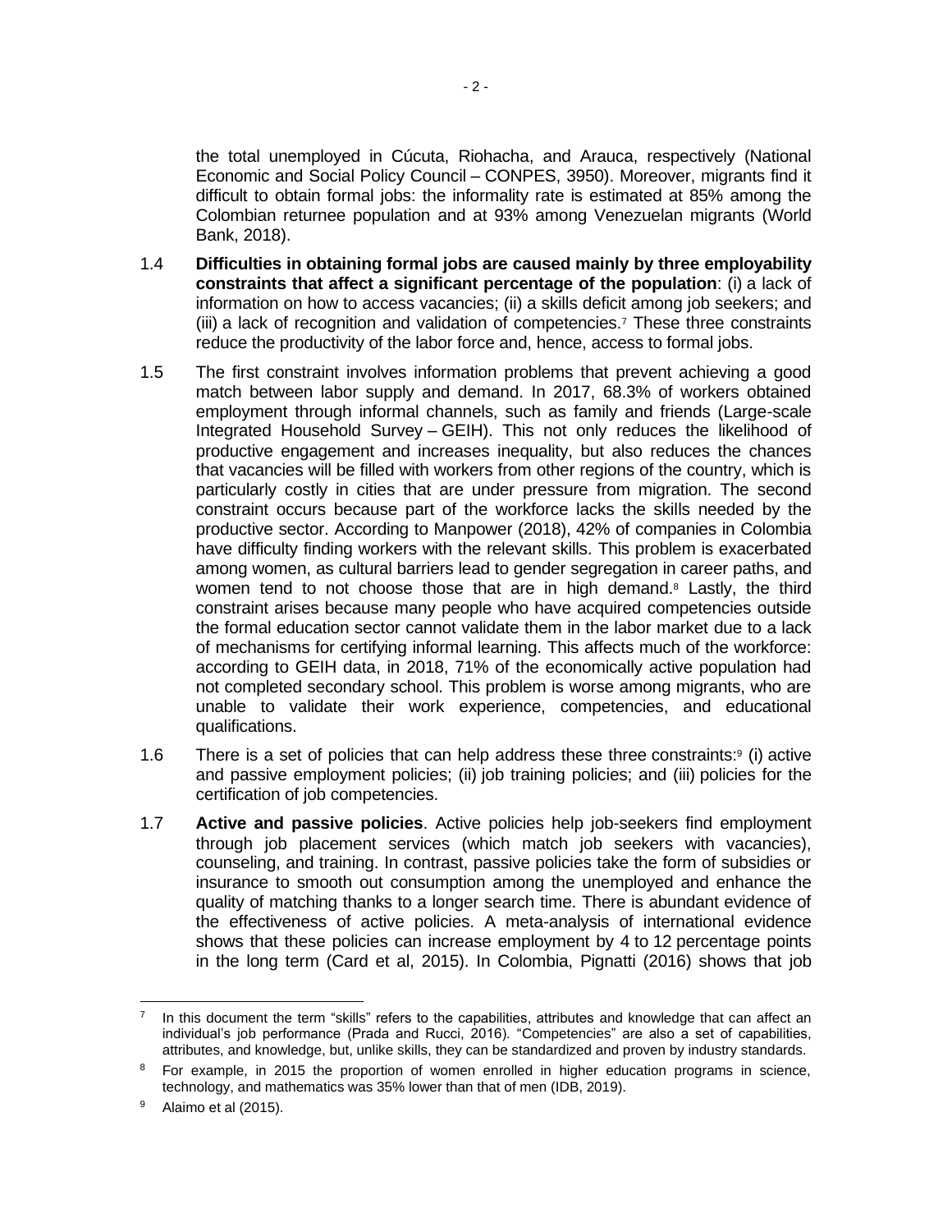the total unemployed in Cúcuta, Riohacha, and Arauca, respectively (National Economic and Social Policy Council – CONPES, 3950). Moreover, migrants find it difficult to obtain formal jobs: the informality rate is estimated at 85% among the Colombian returnee population and at 93% among Venezuelan migrants (World Bank, 2018).

1.4 **Difficulties in obtaining formal jobs are caused mainly by three employability constraints that affect a significant percentage of the population**: (i) a lack of information on how to access vacancies; (ii) a skills deficit among job seekers; and (iii) a lack of recognition and validation of competencies.[7] These three constraints reduce the productivity of the labor force and, hence, access to formal jobs.

1.5 The first constraint involves information problems that prevent achieving a good match between labor supply and demand. In 2017, 68.3% of workers obtained employment through informal channels, such as family and friends (Large-scale Integrated Household Survey – GEIH). This not only reduces the likelihood of productive engagement and increases inequality, but also reduces the chances that vacancies will be filled with workers from other regions of the country, which is particularly costly in cities that are under pressure from migration. The second constraint occurs because part of the workforce lacks the skills needed by the productive sector. According to Manpower (2018), 42% of companies in Colombia have difficulty finding workers with the relevant skills. This problem is exacerbated among women, as cultural barriers lead to gender segregation in career paths, and women tend to not choose those that are in high demand.[8] Lastly, the third constraint arises because many people who have acquired competencies outside the formal education sector cannot validate them in the labor market due to a lack of mechanisms for certifying informal learning. This affects much of the workforce: according to GEIH data, in 2018, 71% of the economically active population had not completed secondary school. This problem is worse among migrants, who are unable to validate their work experience, competencies, and educational qualifications.

1.6 There is a set of policies that can help address these three constraints:[9] (i) active and passive employment policies; (ii) job training policies; and (iii) policies for the certification of job competencies.

1.7 **Active and passive policies**. Active policies help job-seekers find employment through job placement services (which match job seekers with vacancies), counseling, and training. In contrast, passive policies take the form of subsidies or insurance to smooth out consumption among the unemployed and enhance the quality of matching thanks to a longer search time. There is abundant evidence of the effectiveness of active policies. A meta-analysis of international evidence shows that these policies can increase employment by 4 to 12 percentage points in the long term (Card et al, 2015). In Colombia, Pignatti (2016) shows that job

---

[7] In this document the term "skills" refers to the capabilities, attributes and knowledge that can affect an individual's job performance (Prada and Rucci, 2016). "Competencies" are also a set of capabilities, attributes, and knowledge, but, unlike skills, they can be standardized and proven by industry standards.

[8] For example, in 2015 the proportion of women enrolled in higher education programs in science, technology, and mathematics was 35% lower than that of men (IDB, 2019).

[9] Alaimo et al (2015).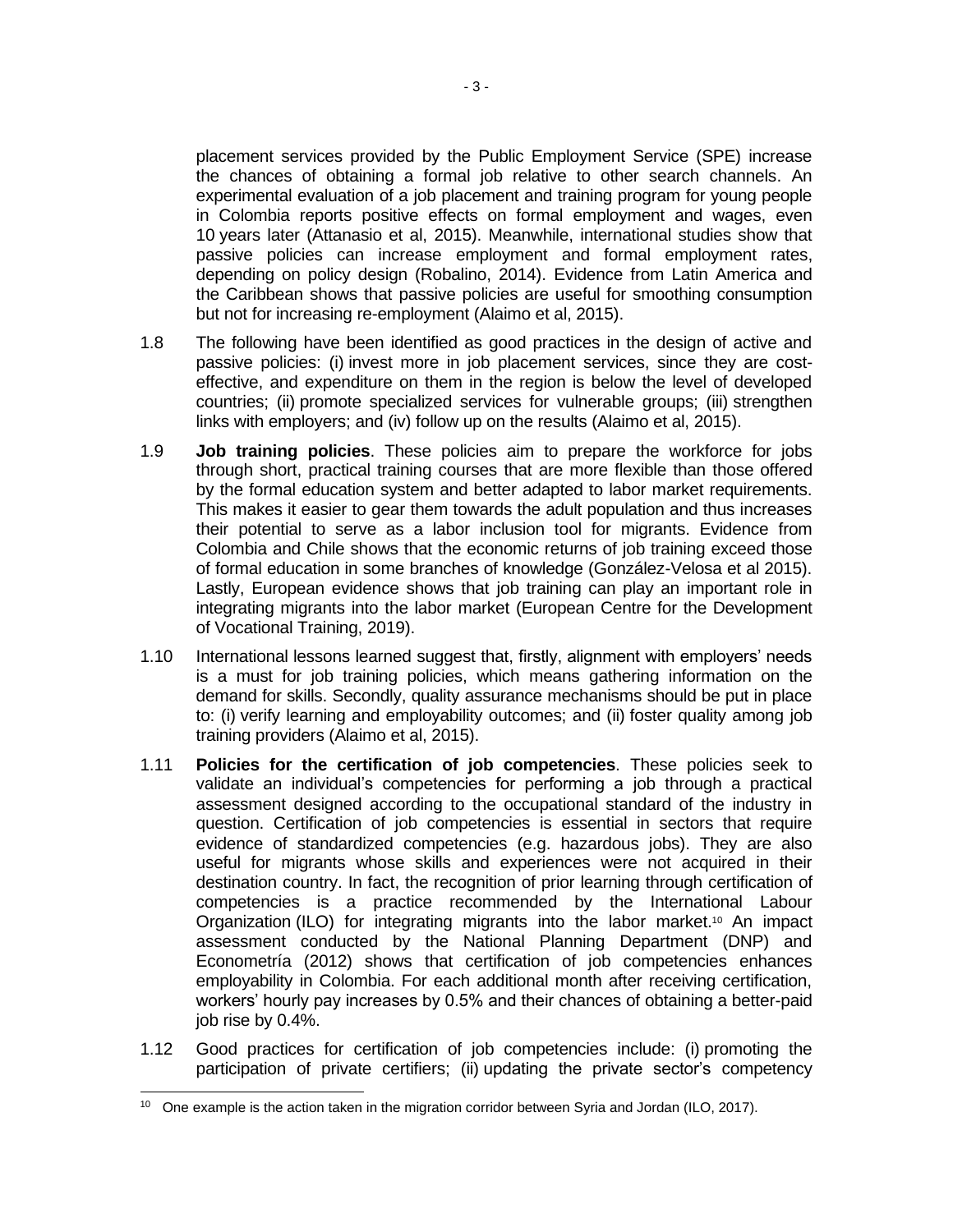placement services provided by the Public Employment Service (SPE) increase the chances of obtaining a formal job relative to other search channels. An experimental evaluation of a job placement and training program for young people in Colombia reports positive effects on formal employment and wages, even 10 years later (Attanasio et al, 2015). Meanwhile, international studies show that passive policies can increase employment and formal employment rates, depending on policy design (Robalino, 2014). Evidence from Latin America and the Caribbean shows that passive policies are useful for smoothing consumption but not for increasing re-employment (Alaimo et al, 2015).

1.8 The following have been identified as good practices in the design of active and passive policies: (i) invest more in job placement services, since they are cost-effective, and expenditure on them in the region is below the level of developed countries; (ii) promote specialized services for vulnerable groups; (iii) strengthen links with employers; and (iv) follow up on the results (Alaimo et al, 2015).

1.9 **Job training policies**. These policies aim to prepare the workforce for jobs through short, practical training courses that are more flexible than those offered by the formal education system and better adapted to labor market requirements. This makes it easier to gear them towards the adult population and thus increases their potential to serve as a labor inclusion tool for migrants. Evidence from Colombia and Chile shows that the economic returns of job training exceed those of formal education in some branches of knowledge (González-Velosa et al 2015). Lastly, European evidence shows that job training can play an important role in integrating migrants into the labor market (European Centre for the Development of Vocational Training, 2019).

1.10 International lessons learned suggest that, firstly, alignment with employers' needs is a must for job training policies, which means gathering information on the demand for skills. Secondly, quality assurance mechanisms should be put in place to: (i) verify learning and employability outcomes; and (ii) foster quality among job training providers (Alaimo et al, 2015).

1.11 **Policies for the certification of job competencies**. These policies seek to validate an individual's competencies for performing a job through a practical assessment designed according to the occupational standard of the industry in question. Certification of job competencies is essential in sectors that require evidence of standardized competencies (e.g. hazardous jobs). They are also useful for migrants whose skills and experiences were not acquired in their destination country. In fact, the recognition of prior learning through certification of competencies is a practice recommended by the International Labour Organization (ILO) for integrating migrants into the labor market.[10] An impact assessment conducted by the National Planning Department (DNP) and Econometría (2012) shows that certification of job competencies enhances employability in Colombia. For each additional month after receiving certification, workers' hourly pay increases by 0.5% and their chances of obtaining a better-paid job rise by 0.4%.

1.12 Good practices for certification of job competencies include: (i) promoting the participation of private certifiers; (ii) updating the private sector's competency

[10] One example is the action taken in the migration corridor between Syria and Jordan (ILO, 2017).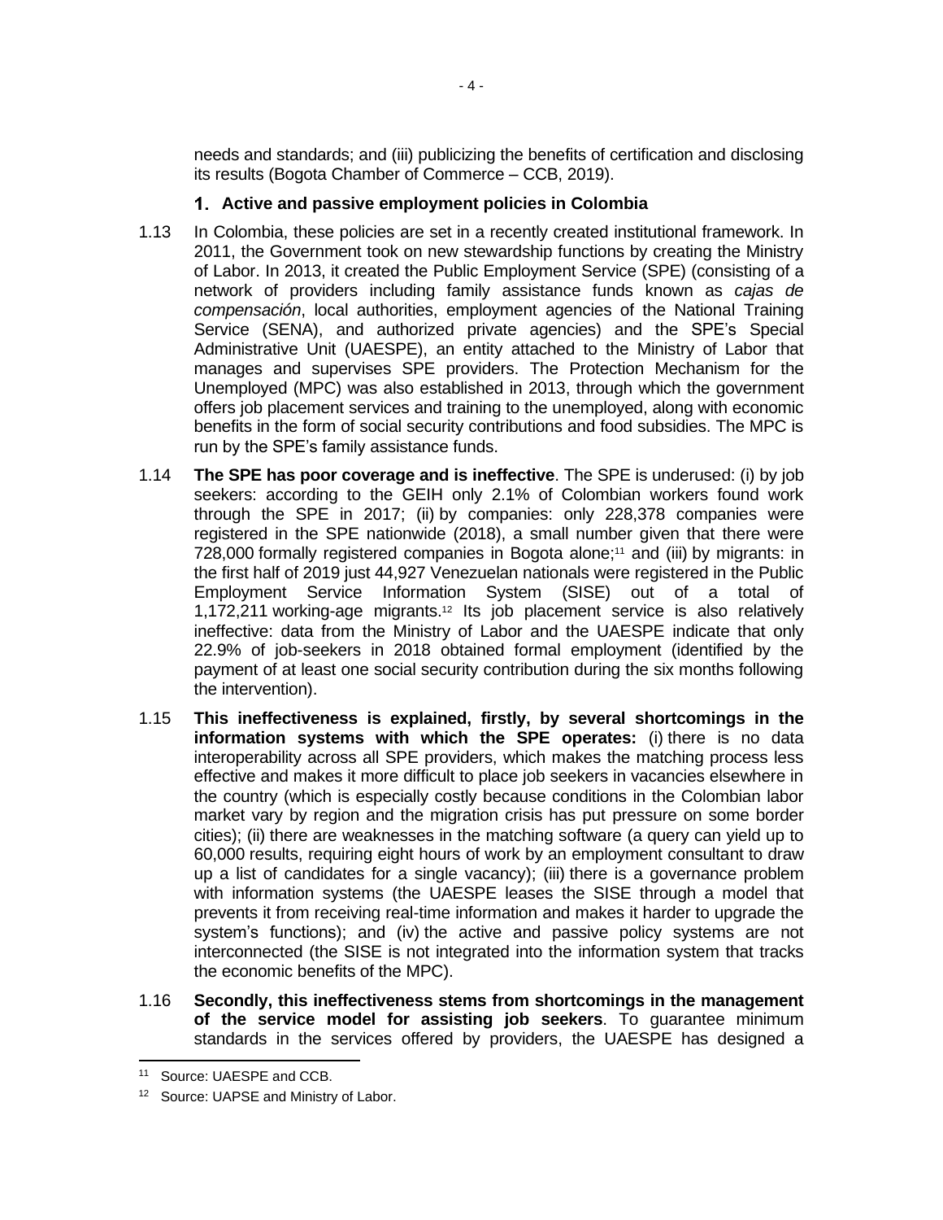needs and standards; and (iii) publicizing the benefits of certification and disclosing its results (Bogota Chamber of Commerce – CCB, 2019).

### 1. Active and passive employment policies in Colombia

1.13 In Colombia, these policies are set in a recently created institutional framework. In 2011, the Government took on new stewardship functions by creating the Ministry of Labor. In 2013, it created the Public Employment Service (SPE) (consisting of a network of providers including family assistance funds known as *cajas de compensación*, local authorities, employment agencies of the National Training Service (SENA), and authorized private agencies) and the SPE's Special Administrative Unit (UAESPE), an entity attached to the Ministry of Labor that manages and supervises SPE providers. The Protection Mechanism for the Unemployed (MPC) was also established in 2013, through which the government offers job placement services and training to the unemployed, along with economic benefits in the form of social security contributions and food subsidies. The MPC is run by the SPE's family assistance funds.

1.14 **The SPE has poor coverage and is ineffective**. The SPE is underused: (i) by job seekers: according to the GEIH only 2.1% of Colombian workers found work through the SPE in 2017; (ii) by companies: only 228,378 companies were registered in the SPE nationwide (2018), a small number given that there were 728,000 formally registered companies in Bogota alone;[11] and (iii) by migrants: in the first half of 2019 just 44,927 Venezuelan nationals were registered in the Public Employment Service Information System (SISE) out of a total of 1,172,211 working-age migrants.[12] Its job placement service is also relatively ineffective: data from the Ministry of Labor and the UAESPE indicate that only 22.9% of job-seekers in 2018 obtained formal employment (identified by the payment of at least one social security contribution during the six months following the intervention).

1.15 **This ineffectiveness is explained, firstly, by several shortcomings in the information systems with which the SPE operates:** (i) there is no data interoperability across all SPE providers, which makes the matching process less effective and makes it more difficult to place job seekers in vacancies elsewhere in the country (which is especially costly because conditions in the Colombian labor market vary by region and the migration crisis has put pressure on some border cities); (ii) there are weaknesses in the matching software (a query can yield up to 60,000 results, requiring eight hours of work by an employment consultant to draw up a list of candidates for a single vacancy); (iii) there is a governance problem with information systems (the UAESPE leases the SISE through a model that prevents it from receiving real-time information and makes it harder to upgrade the system's functions); and (iv) the active and passive policy systems are not interconnected (the SISE is not integrated into the information system that tracks the economic benefits of the MPC).

1.16 **Secondly, this ineffectiveness stems from shortcomings in the management of the service model for assisting job seekers**. To guarantee minimum standards in the services offered by providers, the UAESPE has designed a

---

[11] Source: UAESPE and CCB.

[12] Source: UAPSE and Ministry of Labor.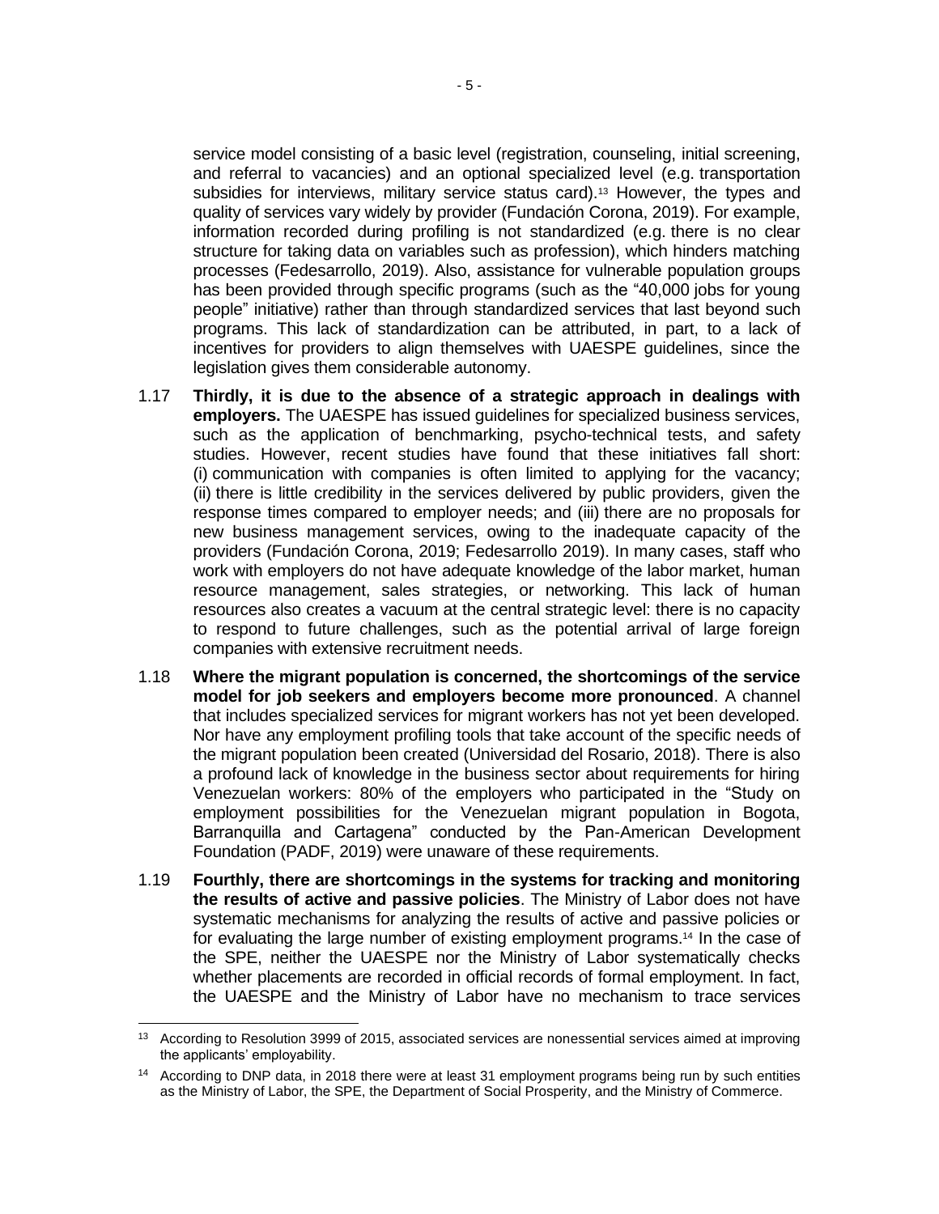service model consisting of a basic level (registration, counseling, initial screening, and referral to vacancies) and an optional specialized level (e.g. transportation subsidies for interviews, military service status card).[13] However, the types and quality of services vary widely by provider (Fundación Corona, 2019). For example, information recorded during profiling is not standardized (e.g. there is no clear structure for taking data on variables such as profession), which hinders matching processes (Fedesarrollo, 2019). Also, assistance for vulnerable population groups has been provided through specific programs (such as the "40,000 jobs for young people" initiative) rather than through standardized services that last beyond such programs. This lack of standardization can be attributed, in part, to a lack of incentives for providers to align themselves with UAESPE guidelines, since the legislation gives them considerable autonomy.

1.17 **Thirdly, it is due to the absence of a strategic approach in dealings with employers.** The UAESPE has issued guidelines for specialized business services, such as the application of benchmarking, psycho-technical tests, and safety studies. However, recent studies have found that these initiatives fall short: (i) communication with companies is often limited to applying for the vacancy; (ii) there is little credibility in the services delivered by public providers, given the response times compared to employer needs; and (iii) there are no proposals for new business management services, owing to the inadequate capacity of the providers (Fundación Corona, 2019; Fedesarrollo 2019). In many cases, staff who work with employers do not have adequate knowledge of the labor market, human resource management, sales strategies, or networking. This lack of human resources also creates a vacuum at the central strategic level: there is no capacity to respond to future challenges, such as the potential arrival of large foreign companies with extensive recruitment needs.

1.18 **Where the migrant population is concerned, the shortcomings of the service model for job seekers and employers become more pronounced**. A channel that includes specialized services for migrant workers has not yet been developed. Nor have any employment profiling tools that take account of the specific needs of the migrant population been created (Universidad del Rosario, 2018). There is also a profound lack of knowledge in the business sector about requirements for hiring Venezuelan workers: 80% of the employers who participated in the "Study on employment possibilities for the Venezuelan migrant population in Bogota, Barranquilla and Cartagena" conducted by the Pan-American Development Foundation (PADF, 2019) were unaware of these requirements.

1.19 **Fourthly, there are shortcomings in the systems for tracking and monitoring the results of active and passive policies**. The Ministry of Labor does not have systematic mechanisms for analyzing the results of active and passive policies or for evaluating the large number of existing employment programs.[14] In the case of the SPE, neither the UAESPE nor the Ministry of Labor systematically checks whether placements are recorded in official records of formal employment. In fact, the UAESPE and the Ministry of Labor have no mechanism to trace services

---

[13] According to Resolution 3999 of 2015, associated services are nonessential services aimed at improving the applicants' employability.

[14] According to DNP data, in 2018 there were at least 31 employment programs being run by such entities as the Ministry of Labor, the SPE, the Department of Social Prosperity, and the Ministry of Commerce.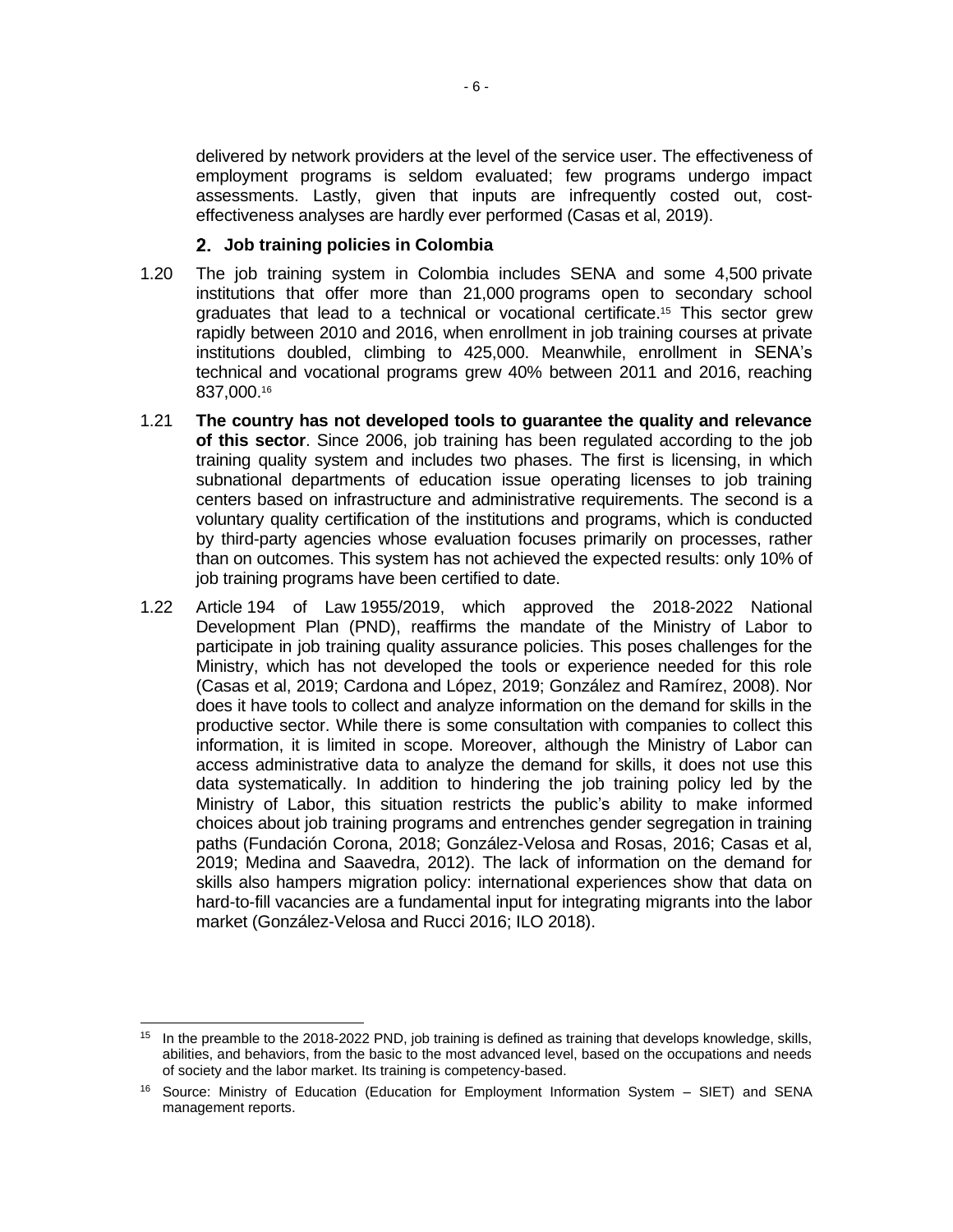delivered by network providers at the level of the service user. The effectiveness of employment programs is seldom evaluated; few programs undergo impact assessments. Lastly, given that inputs are infrequently costed out, cost-effectiveness analyses are hardly ever performed (Casas et al, 2019).

### 2. Job training policies in Colombia

1.20 The job training system in Colombia includes SENA and some 4,500 private institutions that offer more than 21,000 programs open to secondary school graduates that lead to a technical or vocational certificate.[15] This sector grew rapidly between 2010 and 2016, when enrollment in job training courses at private institutions doubled, climbing to 425,000. Meanwhile, enrollment in SENA's technical and vocational programs grew 40% between 2011 and 2016, reaching 837,000.[16]

1.21 **The country has not developed tools to guarantee the quality and relevance of this sector**. Since 2006, job training has been regulated according to the job training quality system and includes two phases. The first is licensing, in which subnational departments of education issue operating licenses to job training centers based on infrastructure and administrative requirements. The second is a voluntary quality certification of the institutions and programs, which is conducted by third-party agencies whose evaluation focuses primarily on processes, rather than on outcomes. This system has not achieved the expected results: only 10% of job training programs have been certified to date.

1.22 Article 194 of Law 1955/2019, which approved the 2018-2022 National Development Plan (PND), reaffirms the mandate of the Ministry of Labor to participate in job training quality assurance policies. This poses challenges for the Ministry, which has not developed the tools or experience needed for this role (Casas et al, 2019; Cardona and López, 2019; González and Ramírez, 2008). Nor does it have tools to collect and analyze information on the demand for skills in the productive sector. While there is some consultation with companies to collect this information, it is limited in scope. Moreover, although the Ministry of Labor can access administrative data to analyze the demand for skills, it does not use this data systematically. In addition to hindering the job training policy led by the Ministry of Labor, this situation restricts the public's ability to make informed choices about job training programs and entrenches gender segregation in training paths (Fundación Corona, 2018; González-Velosa and Rosas, 2016; Casas et al, 2019; Medina and Saavedra, 2012). The lack of information on the demand for skills also hampers migration policy: international experiences show that data on hard-to-fill vacancies are a fundamental input for integrating migrants into the labor market (González-Velosa and Rucci 2016; ILO 2018).

---

[15] In the preamble to the 2018-2022 PND, job training is defined as training that develops knowledge, skills, abilities, and behaviors, from the basic to the most advanced level, based on the occupations and needs of society and the labor market. Its training is competency-based.

[16] Source: Ministry of Education (Education for Employment Information System – SIET) and SENA management reports.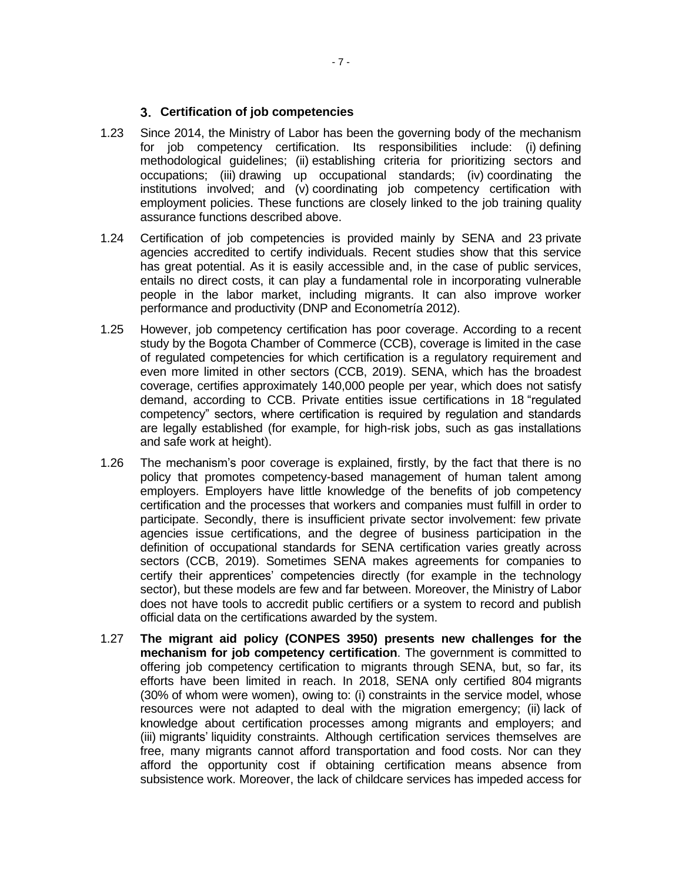### 3. Certification of job competencies

1.23 Since 2014, the Ministry of Labor has been the governing body of the mechanism for job competency certification. Its responsibilities include: (i) defining methodological guidelines; (ii) establishing criteria for prioritizing sectors and occupations; (iii) drawing up occupational standards; (iv) coordinating the institutions involved; and (v) coordinating job competency certification with employment policies. These functions are closely linked to the job training quality assurance functions described above.

1.24 Certification of job competencies is provided mainly by SENA and 23 private agencies accredited to certify individuals. Recent studies show that this service has great potential. As it is easily accessible and, in the case of public services, entails no direct costs, it can play a fundamental role in incorporating vulnerable people in the labor market, including migrants. It can also improve worker performance and productivity (DNP and Econometría 2012).

1.25 However, job competency certification has poor coverage. According to a recent study by the Bogota Chamber of Commerce (CCB), coverage is limited in the case of regulated competencies for which certification is a regulatory requirement and even more limited in other sectors (CCB, 2019). SENA, which has the broadest coverage, certifies approximately 140,000 people per year, which does not satisfy demand, according to CCB. Private entities issue certifications in 18 "regulated competency" sectors, where certification is required by regulation and standards are legally established (for example, for high-risk jobs, such as gas installations and safe work at height).

1.26 The mechanism's poor coverage is explained, firstly, by the fact that there is no policy that promotes competency-based management of human talent among employers. Employers have little knowledge of the benefits of job competency certification and the processes that workers and companies must fulfill in order to participate. Secondly, there is insufficient private sector involvement: few private agencies issue certifications, and the degree of business participation in the definition of occupational standards for SENA certification varies greatly across sectors (CCB, 2019). Sometimes SENA makes agreements for companies to certify their apprentices' competencies directly (for example in the technology sector), but these models are few and far between. Moreover, the Ministry of Labor does not have tools to accredit public certifiers or a system to record and publish official data on the certifications awarded by the system.

1.27 **The migrant aid policy (CONPES 3950) presents new challenges for the mechanism for job competency certification**. The government is committed to offering job competency certification to migrants through SENA, but, so far, its efforts have been limited in reach. In 2018, SENA only certified 804 migrants (30% of whom were women), owing to: (i) constraints in the service model, whose resources were not adapted to deal with the migration emergency; (ii) lack of knowledge about certification processes among migrants and employers; and (iii) migrants' liquidity constraints. Although certification services themselves are free, many migrants cannot afford transportation and food costs. Nor can they afford the opportunity cost if obtaining certification means absence from subsistence work. Moreover, the lack of childcare services has impeded access for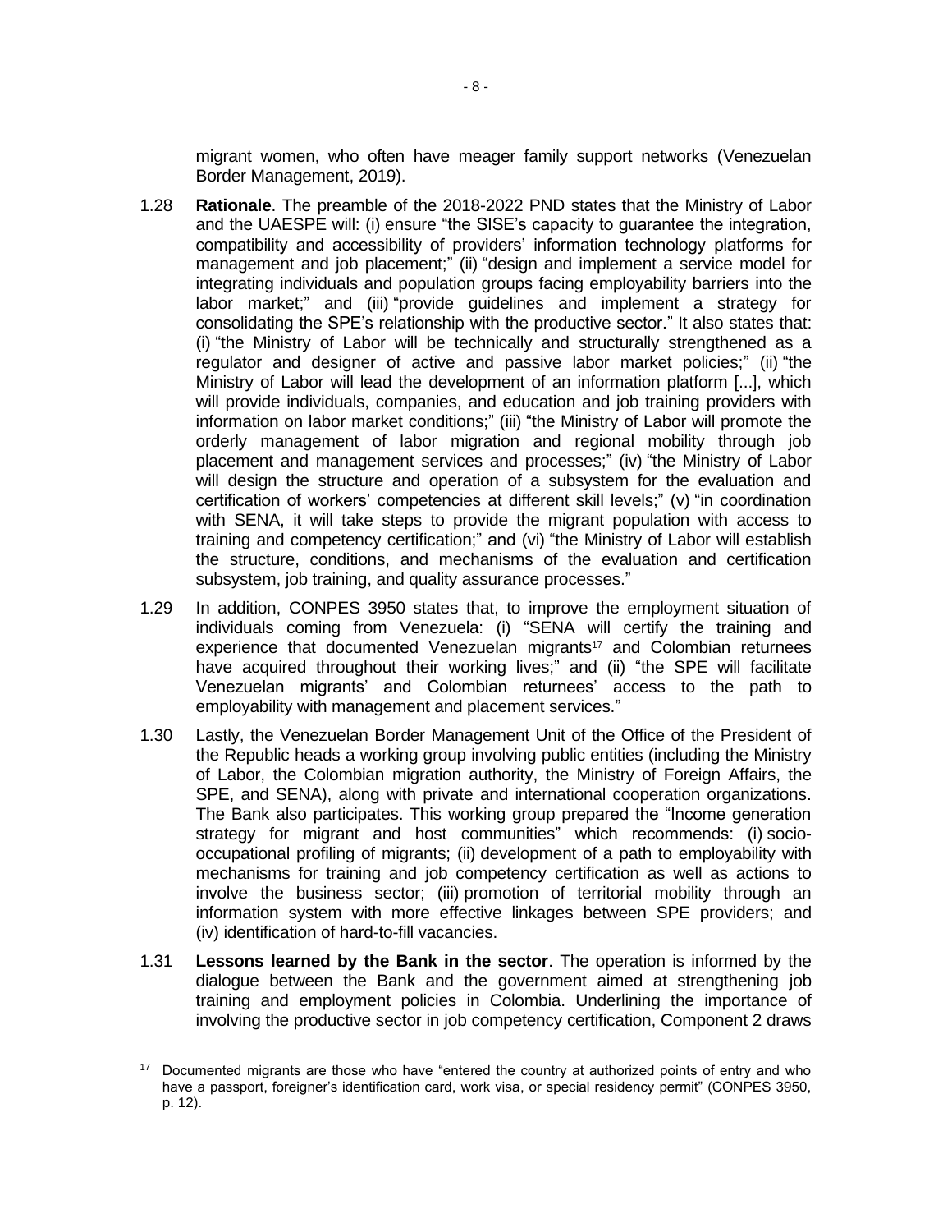migrant women, who often have meager family support networks (Venezuelan Border Management, 2019).

1.28 **Rationale**. The preamble of the 2018-2022 PND states that the Ministry of Labor and the UAESPE will: (i) ensure "the SISE's capacity to guarantee the integration, compatibility and accessibility of providers' information technology platforms for management and job placement;" (ii) "design and implement a service model for integrating individuals and population groups facing employability barriers into the labor market;" and (iii) "provide guidelines and implement a strategy for consolidating the SPE's relationship with the productive sector." It also states that: (i) "the Ministry of Labor will be technically and structurally strengthened as a regulator and designer of active and passive labor market policies;" (ii) "the Ministry of Labor will lead the development of an information platform [...], which will provide individuals, companies, and education and job training providers with information on labor market conditions;" (iii) "the Ministry of Labor will promote the orderly management of labor migration and regional mobility through job placement and management services and processes;" (iv) "the Ministry of Labor will design the structure and operation of a subsystem for the evaluation and certification of workers' competencies at different skill levels;" (v) "in coordination with SENA, it will take steps to provide the migrant population with access to training and competency certification;" and (vi) "the Ministry of Labor will establish the structure, conditions, and mechanisms of the evaluation and certification subsystem, job training, and quality assurance processes."

1.29 In addition, CONPES 3950 states that, to improve the employment situation of individuals coming from Venezuela: (i) "SENA will certify the training and experience that documented Venezuelan migrants[17] and Colombian returnees have acquired throughout their working lives;" and (ii) "the SPE will facilitate Venezuelan migrants' and Colombian returnees' access to the path to employability with management and placement services."

1.30 Lastly, the Venezuelan Border Management Unit of the Office of the President of the Republic heads a working group involving public entities (including the Ministry of Labor, the Colombian migration authority, the Ministry of Foreign Affairs, the SPE, and SENA), along with private and international cooperation organizations. The Bank also participates. This working group prepared the "Income generation strategy for migrant and host communities" which recommends: (i) socio-occupational profiling of migrants; (ii) development of a path to employability with mechanisms for training and job competency certification as well as actions to involve the business sector; (iii) promotion of territorial mobility through an information system with more effective linkages between SPE providers; and (iv) identification of hard-to-fill vacancies.

1.31 **Lessons learned by the Bank in the sector**. The operation is informed by the dialogue between the Bank and the government aimed at strengthening job training and employment policies in Colombia. Underlining the importance of involving the productive sector in job competency certification, Component 2 draws

[17] Documented migrants are those who have "entered the country at authorized points of entry and who have a passport, foreigner's identification card, work visa, or special residency permit" (CONPES 3950, p. 12).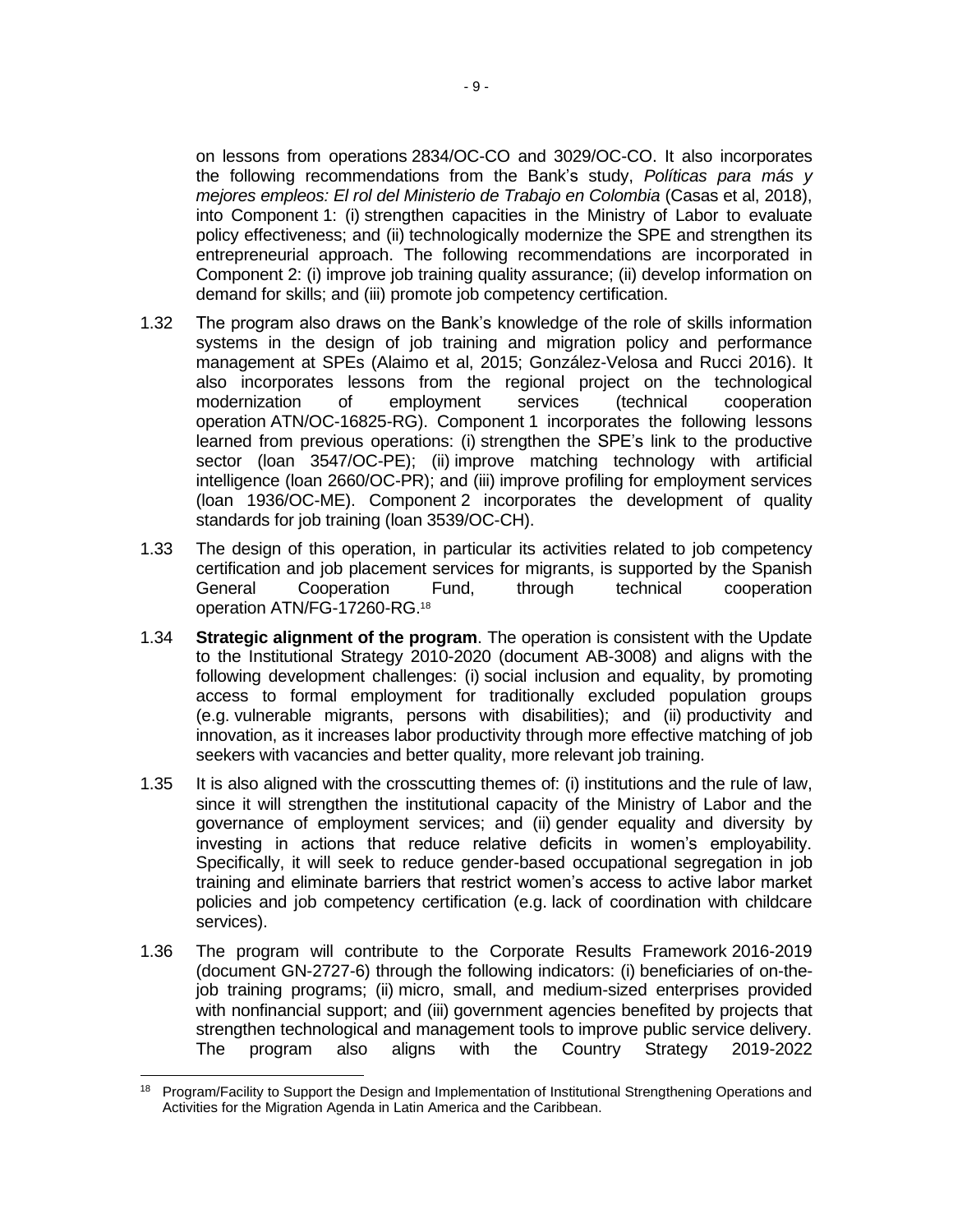on lessons from operations 2834/OC-CO and 3029/OC-CO. It also incorporates the following recommendations from the Bank's study, *Políticas para más y mejores empleos: El rol del Ministerio de Trabajo en Colombia* (Casas et al, 2018), into Component 1: (i) strengthen capacities in the Ministry of Labor to evaluate policy effectiveness; and (ii) technologically modernize the SPE and strengthen its entrepreneurial approach. The following recommendations are incorporated in Component 2: (i) improve job training quality assurance; (ii) develop information on demand for skills; and (iii) promote job competency certification.

1.32 The program also draws on the Bank's knowledge of the role of skills information systems in the design of job training and migration policy and performance management at SPEs (Alaimo et al, 2015; González-Velosa and Rucci 2016). It also incorporates lessons from the regional project on the technological modernization of employment services (technical cooperation operation ATN/OC-16825-RG). Component 1 incorporates the following lessons learned from previous operations: (i) strengthen the SPE's link to the productive sector (loan 3547/OC-PE); (ii) improve matching technology with artificial intelligence (loan 2660/OC-PR); and (iii) improve profiling for employment services (loan 1936/OC-ME). Component 2 incorporates the development of quality standards for job training (loan 3539/OC-CH).

1.33 The design of this operation, in particular its activities related to job competency certification and job placement services for migrants, is supported by the Spanish General Cooperation Fund, through technical cooperation operation ATN/FG-17260-RG.[18]

1.34 **Strategic alignment of the program**. The operation is consistent with the Update to the Institutional Strategy 2010-2020 (document AB-3008) and aligns with the following development challenges: (i) social inclusion and equality, by promoting access to formal employment for traditionally excluded population groups (e.g. vulnerable migrants, persons with disabilities); and (ii) productivity and innovation, as it increases labor productivity through more effective matching of job seekers with vacancies and better quality, more relevant job training.

1.35 It is also aligned with the crosscutting themes of: (i) institutions and the rule of law, since it will strengthen the institutional capacity of the Ministry of Labor and the governance of employment services; and (ii) gender equality and diversity by investing in actions that reduce relative deficits in women's employability. Specifically, it will seek to reduce gender-based occupational segregation in job training and eliminate barriers that restrict women's access to active labor market policies and job competency certification (e.g. lack of coordination with childcare services).

1.36 The program will contribute to the Corporate Results Framework 2016-2019 (document GN-2727-6) through the following indicators: (i) beneficiaries of on-the-job training programs; (ii) micro, small, and medium-sized enterprises provided with nonfinancial support; and (iii) government agencies benefited by projects that strengthen technological and management tools to improve public service delivery. The program also aligns with the Country Strategy 2019-2022

---

[18] Program/Facility to Support the Design and Implementation of Institutional Strengthening Operations and Activities for the Migration Agenda in Latin America and the Caribbean.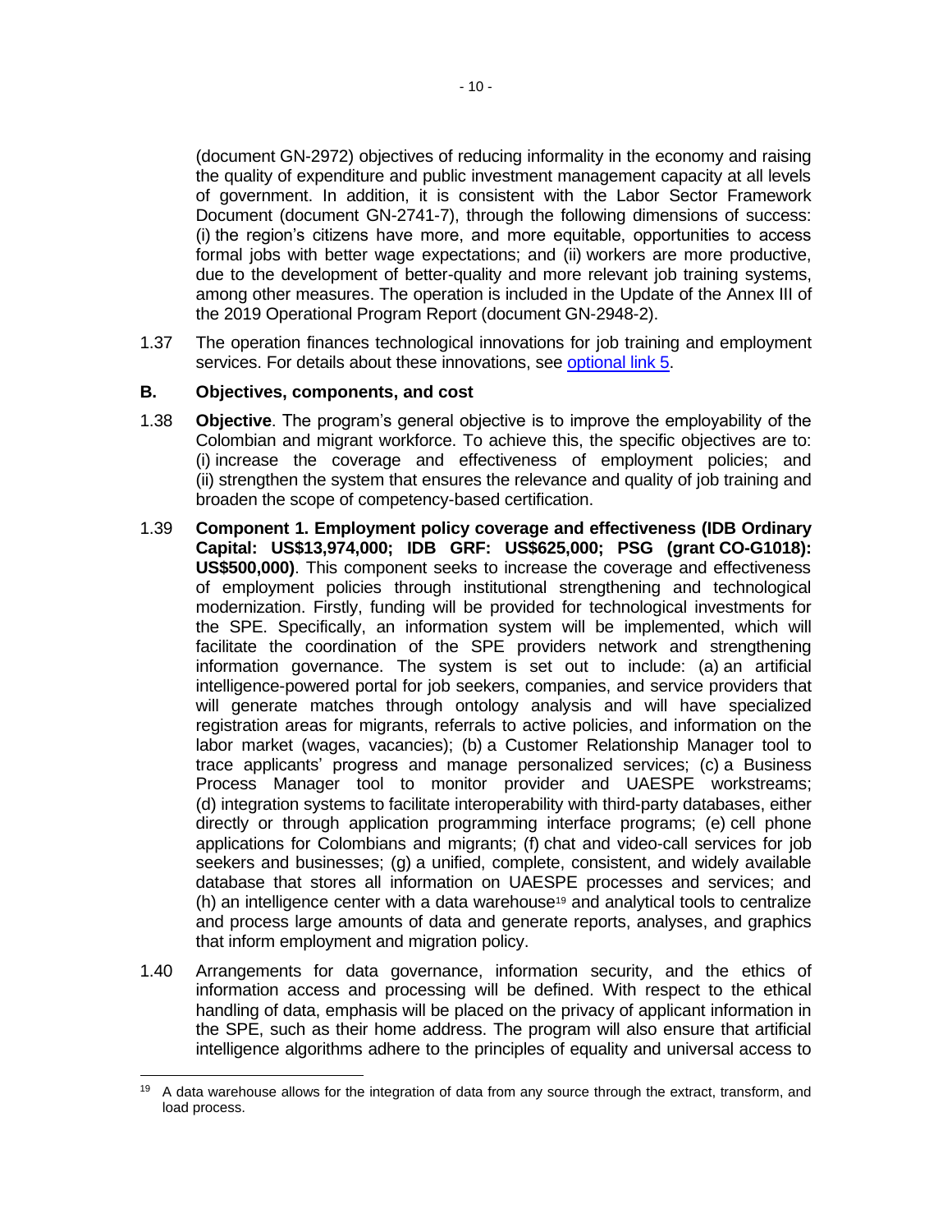(document GN-2972) objectives of reducing informality in the economy and raising the quality of expenditure and public investment management capacity at all levels of government. In addition, it is consistent with the Labor Sector Framework Document (document GN-2741-7), through the following dimensions of success: (i) the region's citizens have more, and more equitable, opportunities to access formal jobs with better wage expectations; and (ii) workers are more productive, due to the development of better-quality and more relevant job training systems, among other measures. The operation is included in the Update of the Annex III of the 2019 Operational Program Report (document GN-2948-2).

1.37 The operation finances technological innovations for job training and employment services. For details about these innovations, see optional link 5.

### B. Objectives, components, and cost

1.38 **Objective**. The program's general objective is to improve the employability of the Colombian and migrant workforce. To achieve this, the specific objectives are to: (i) increase the coverage and effectiveness of employment policies; and (ii) strengthen the system that ensures the relevance and quality of job training and broaden the scope of competency-based certification.

1.39 **Component 1. Employment policy coverage and effectiveness (IDB Ordinary Capital: US$13,974,000; IDB GRF: US$625,000; PSG (grant CO-G1018): US$500,000)**. This component seeks to increase the coverage and effectiveness of employment policies through institutional strengthening and technological modernization. Firstly, funding will be provided for technological investments for the SPE. Specifically, an information system will be implemented, which will facilitate the coordination of the SPE providers network and strengthening information governance. The system is set out to include: (a) an artificial intelligence-powered portal for job seekers, companies, and service providers that will generate matches through ontology analysis and will have specialized registration areas for migrants, referrals to active policies, and information on the labor market (wages, vacancies); (b) a Customer Relationship Manager tool to trace applicants' progress and manage personalized services; (c) a Business Process Manager tool to monitor provider and UAESPE workstreams; (d) integration systems to facilitate interoperability with third-party databases, either directly or through application programming interface programs; (e) cell phone applications for Colombians and migrants; (f) chat and video-call services for job seekers and businesses; (g) a unified, complete, consistent, and widely available database that stores all information on UAESPE processes and services; and (h) an intelligence center with a data warehouse[19] and analytical tools to centralize and process large amounts of data and generate reports, analyses, and graphics that inform employment and migration policy.

1.40 Arrangements for data governance, information security, and the ethics of information access and processing will be defined. With respect to the ethical handling of data, emphasis will be placed on the privacy of applicant information in the SPE, such as their home address. The program will also ensure that artificial intelligence algorithms adhere to the principles of equality and universal access to

[19] A data warehouse allows for the integration of data from any source through the extract, transform, and load process.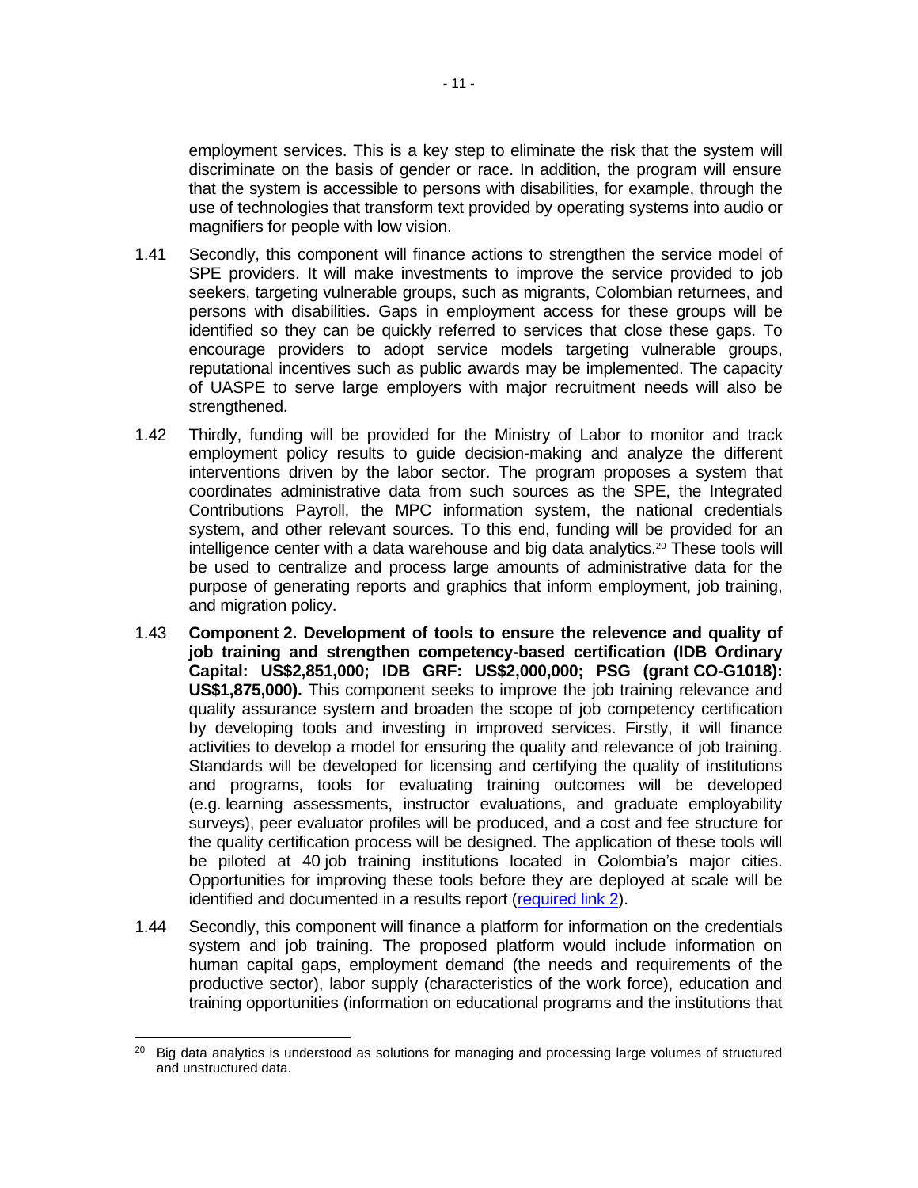employment services. This is a key step to eliminate the risk that the system will discriminate on the basis of gender or race. In addition, the program will ensure that the system is accessible to persons with disabilities, for example, through the use of technologies that transform text provided by operating systems into audio or magnifiers for people with low vision.

1.41 Secondly, this component will finance actions to strengthen the service model of SPE providers. It will make investments to improve the service provided to job seekers, targeting vulnerable groups, such as migrants, Colombian returnees, and persons with disabilities. Gaps in employment access for these groups will be identified so they can be quickly referred to services that close these gaps. To encourage providers to adopt service models targeting vulnerable groups, reputational incentives such as public awards may be implemented. The capacity of UASPE to serve large employers with major recruitment needs will also be strengthened.

1.42 Thirdly, funding will be provided for the Ministry of Labor to monitor and track employment policy results to guide decision-making and analyze the different interventions driven by the labor sector. The program proposes a system that coordinates administrative data from such sources as the SPE, the Integrated Contributions Payroll, the MPC information system, the national credentials system, and other relevant sources. To this end, funding will be provided for an intelligence center with a data warehouse and big data analytics.[20] These tools will be used to centralize and process large amounts of administrative data for the purpose of generating reports and graphics that inform employment, job training, and migration policy.

1.43 **Component 2. Development of tools to ensure the relevence and quality of job training and strengthen competency-based certification (IDB Ordinary Capital: US$2,851,000; IDB GRF: US$2,000,000; PSG (grant CO-G1018): US$1,875,000).** This component seeks to improve the job training relevance and quality assurance system and broaden the scope of job competency certification by developing tools and investing in improved services. Firstly, it will finance activities to develop a model for ensuring the quality and relevance of job training. Standards will be developed for licensing and certifying the quality of institutions and programs, tools for evaluating training outcomes will be developed (e.g. learning assessments, instructor evaluations, and graduate employability surveys), peer evaluator profiles will be produced, and a cost and fee structure for the quality certification process will be designed. The application of these tools will be piloted at 40 job training institutions located in Colombia's major cities. Opportunities for improving these tools before they are deployed at scale will be identified and documented in a results report (required link 2).

1.44 Secondly, this component will finance a platform for information on the credentials system and job training. The proposed platform would include information on human capital gaps, employment demand (the needs and requirements of the productive sector), labor supply (characteristics of the work force), education and training opportunities (information on educational programs and the institutions that

---

[20] Big data analytics is understood as solutions for managing and processing large volumes of structured and unstructured data.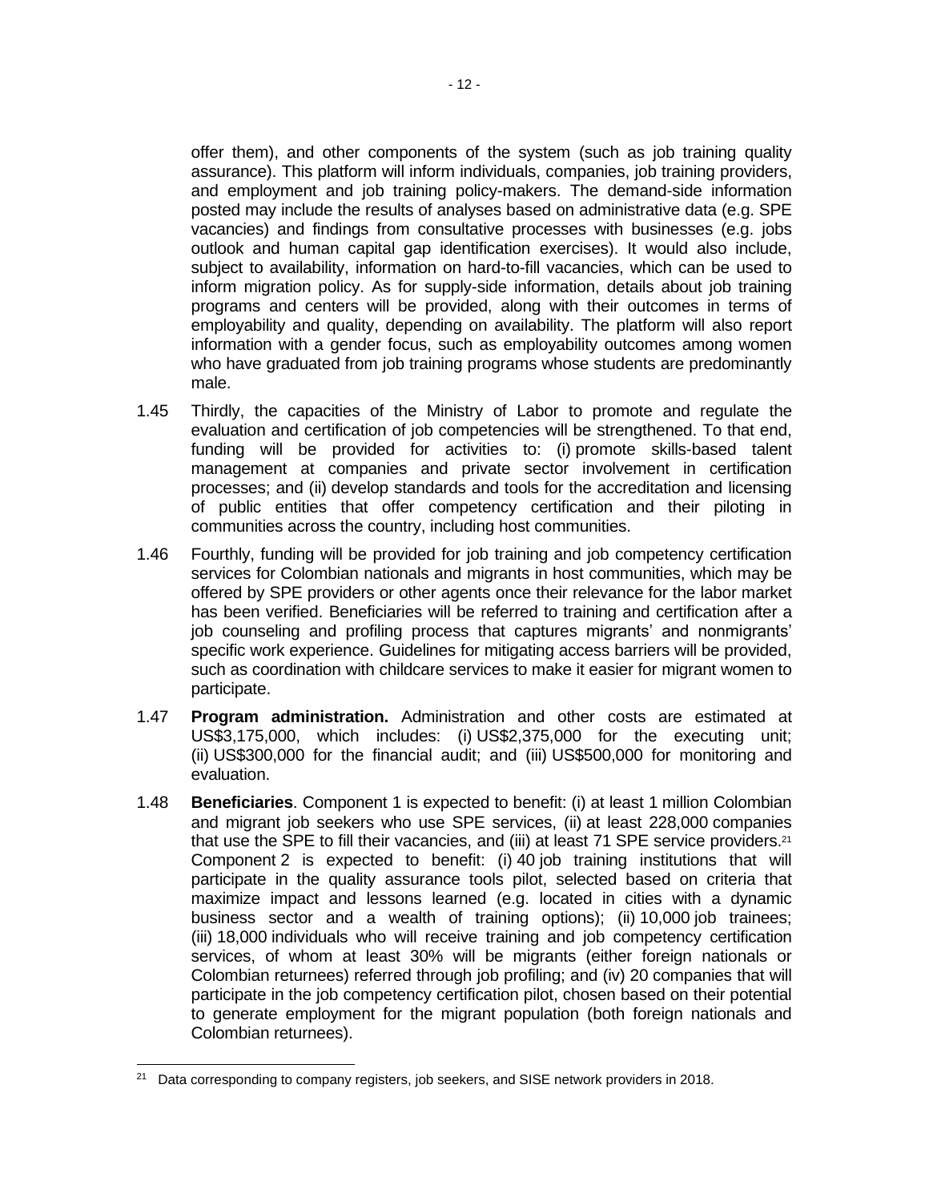offer them), and other components of the system (such as job training quality assurance). This platform will inform individuals, companies, job training providers, and employment and job training policy-makers. The demand-side information posted may include the results of analyses based on administrative data (e.g. SPE vacancies) and findings from consultative processes with businesses (e.g. jobs outlook and human capital gap identification exercises). It would also include, subject to availability, information on hard-to-fill vacancies, which can be used to inform migration policy. As for supply-side information, details about job training programs and centers will be provided, along with their outcomes in terms of employability and quality, depending on availability. The platform will also report information with a gender focus, such as employability outcomes among women who have graduated from job training programs whose students are predominantly male.

1.45 Thirdly, the capacities of the Ministry of Labor to promote and regulate the evaluation and certification of job competencies will be strengthened. To that end, funding will be provided for activities to: (i) promote skills-based talent management at companies and private sector involvement in certification processes; and (ii) develop standards and tools for the accreditation and licensing of public entities that offer competency certification and their piloting in communities across the country, including host communities.

1.46 Fourthly, funding will be provided for job training and job competency certification services for Colombian nationals and migrants in host communities, which may be offered by SPE providers or other agents once their relevance for the labor market has been verified. Beneficiaries will be referred to training and certification after a job counseling and profiling process that captures migrants' and nonmigrants' specific work experience. Guidelines for mitigating access barriers will be provided, such as coordination with childcare services to make it easier for migrant women to participate.

1.47 **Program administration.** Administration and other costs are estimated at US$3,175,000, which includes: (i) US$2,375,000 for the executing unit; (ii) US$300,000 for the financial audit; and (iii) US$500,000 for monitoring and evaluation.

1.48 **Beneficiaries**. Component 1 is expected to benefit: (i) at least 1 million Colombian and migrant job seekers who use SPE services, (ii) at least 228,000 companies that use the SPE to fill their vacancies, and (iii) at least 71 SPE service providers.[21] Component 2 is expected to benefit: (i) 40 job training institutions that will participate in the quality assurance tools pilot, selected based on criteria that maximize impact and lessons learned (e.g. located in cities with a dynamic business sector and a wealth of training options); (ii) 10,000 job trainees; (iii) 18,000 individuals who will receive training and job competency certification services, of whom at least 30% will be migrants (either foreign nationals or Colombian returnees) referred through job profiling; and (iv) 20 companies that will participate in the job competency certification pilot, chosen based on their potential to generate employment for the migrant population (both foreign nationals and Colombian returnees).

[21] Data corresponding to company registers, job seekers, and SISE network providers in 2018.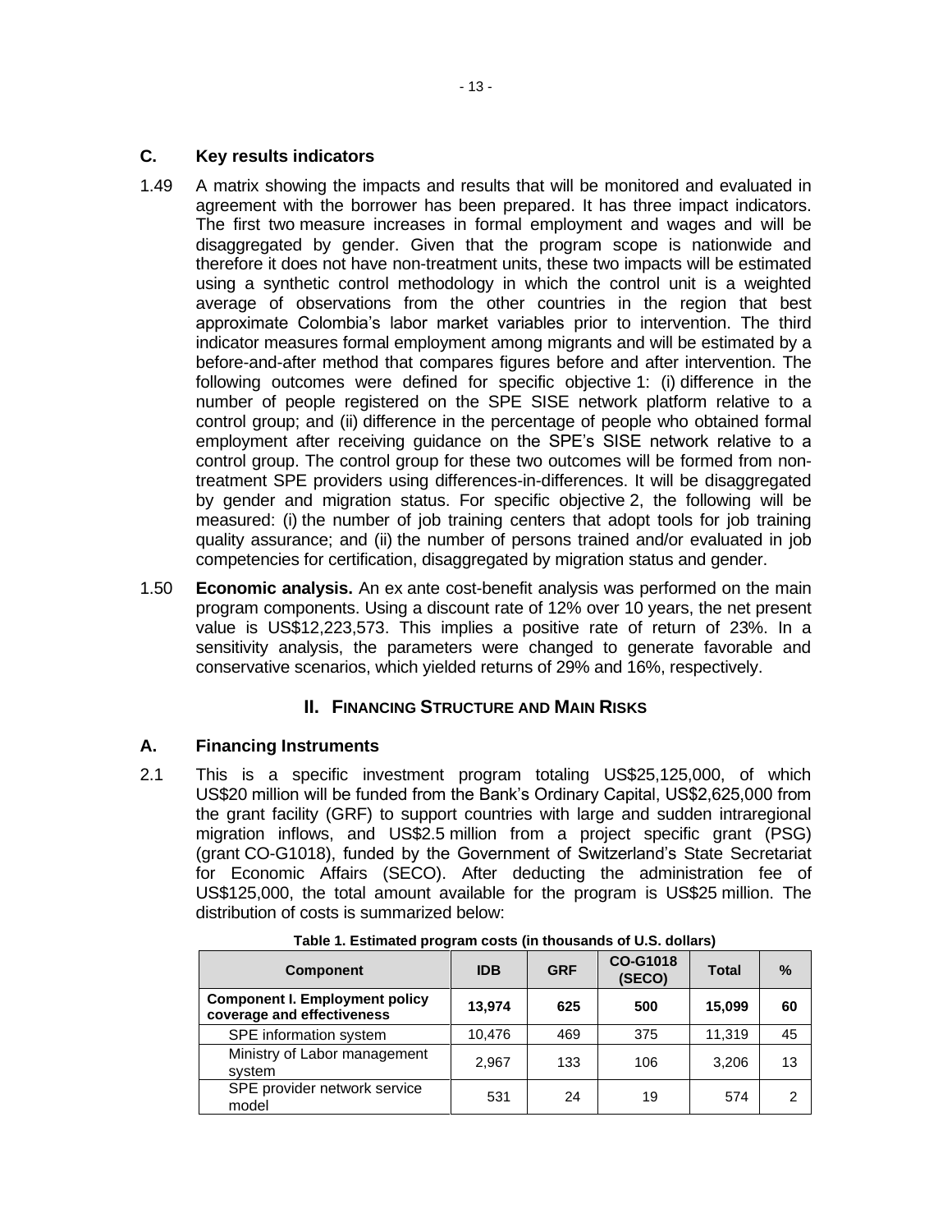### C. Key results indicators

1.49 A matrix showing the impacts and results that will be monitored and evaluated in agreement with the borrower has been prepared. It has three impact indicators. The first two measure increases in formal employment and wages and will be disaggregated by gender. Given that the program scope is nationwide and therefore it does not have non-treatment units, these two impacts will be estimated using a synthetic control methodology in which the control unit is a weighted average of observations from the other countries in the region that best approximate Colombia's labor market variables prior to intervention. The third indicator measures formal employment among migrants and will be estimated by a before-and-after method that compares figures before and after intervention. The following outcomes were defined for specific objective 1: (i) difference in the number of people registered on the SPE SISE network platform relative to a control group; and (ii) difference in the percentage of people who obtained formal employment after receiving guidance on the SPE's SISE network relative to a control group. The control group for these two outcomes will be formed from non-treatment SPE providers using differences-in-differences. It will be disaggregated by gender and migration status. For specific objective 2, the following will be measured: (i) the number of job training centers that adopt tools for job training quality assurance; and (ii) the number of persons trained and/or evaluated in job competencies for certification, disaggregated by migration status and gender.

1.50 **Economic analysis.** An ex ante cost-benefit analysis was performed on the main program components. Using a discount rate of 12% over 10 years, the net present value is US$12,223,573. This implies a positive rate of return of 23%. In a sensitivity analysis, the parameters were changed to generate favorable and conservative scenarios, which yielded returns of 29% and 16%, respectively.

## II. FINANCING STRUCTURE AND MAIN RISKS

### A. Financing Instruments

2.1 This is a specific investment program totaling US$25,125,000, of which US$20 million will be funded from the Bank's Ordinary Capital, US$2,625,000 from the grant facility (GRF) to support countries with large and sudden intraregional migration inflows, and US$2.5 million from a project specific grant (PSG) (grant CO-G1018), funded by the Government of Switzerland's State Secretariat for Economic Affairs (SECO). After deducting the administration fee of US$125,000, the total amount available for the program is US$25 million. The distribution of costs is summarized below:

**Table 1. Estimated program costs (in thousands of U.S. dollars)**

| Component | IDB | GRF | CO-G1018 (SECO) | Total | % |
|---|---|---|---|---|---|
| **Component I. Employment policy coverage and effectiveness** | **13,974** | **625** | **500** | **15,099** | **60** |
| SPE information system | 10,476 | 469 | 375 | 11,319 | 45 |
| Ministry of Labor management system | 2,967 | 133 | 106 | 3,206 | 13 |
| SPE provider network service model | 531 | 24 | 19 | 574 | 2 |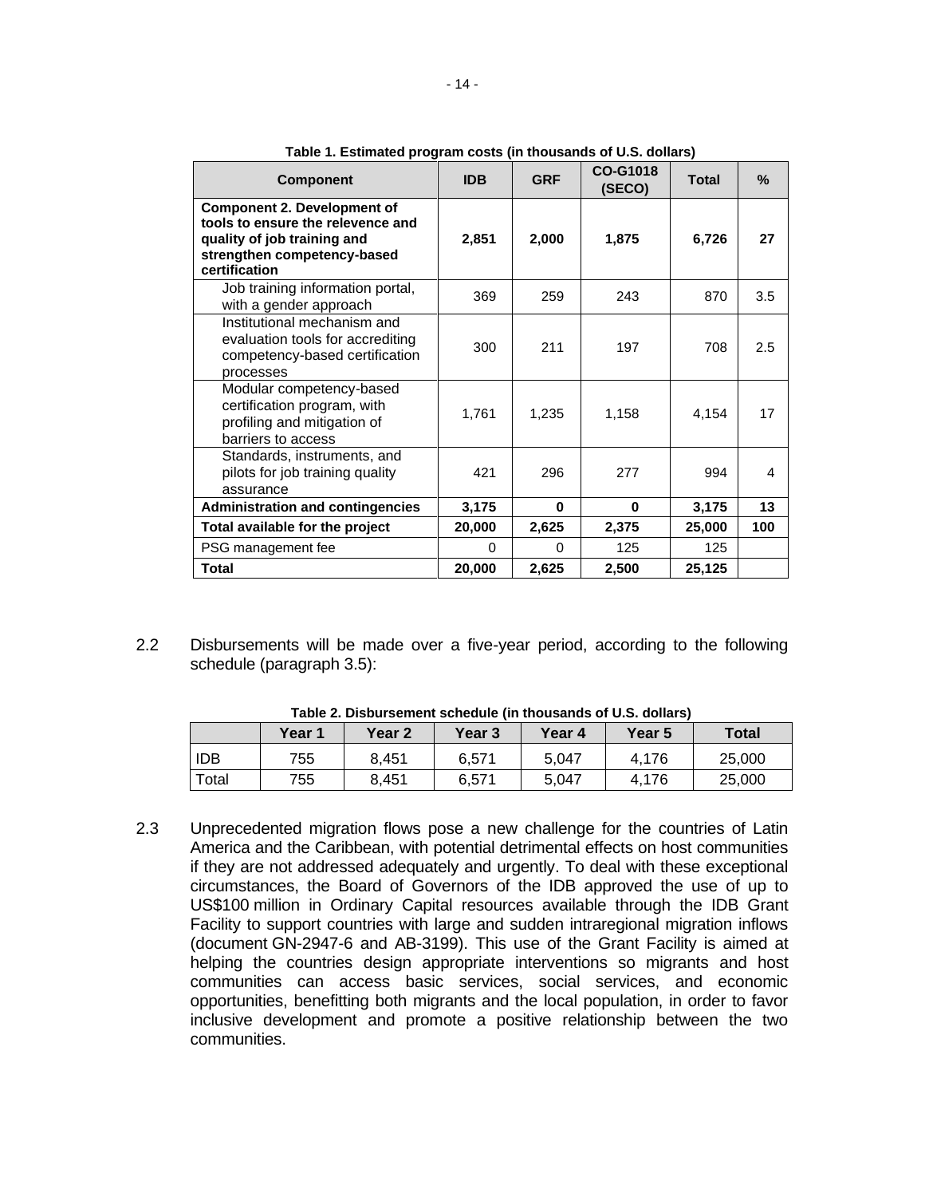**Table 1. Estimated program costs (in thousands of U.S. dollars)**

| Component | IDB | GRF | CO-G1018 (SECO) | Total | % |
|---|---|---|---|---|---|
| **Component 2. Development of tools to ensure the relevence and quality of job training and strengthen competency-based certification** | **2,851** | **2,000** | **1,875** | **6,726** | **27** |
| Job training information portal, with a gender approach | 369 | 259 | 243 | 870 | 3.5 |
| Institutional mechanism and evaluation tools for accrediting competency-based certification processes | 300 | 211 | 197 | 708 | 2.5 |
| Modular competency-based certification program, with profiling and mitigation of barriers to access | 1,761 | 1,235 | 1,158 | 4,154 | 17 |
| Standards, instruments, and pilots for job training quality assurance | 421 | 296 | 277 | 994 | 4 |
| **Administration and contingencies** | **3,175** | **0** | **0** | **3,175** | **13** |
| **Total available for the project** | **20,000** | **2,625** | **2,375** | **25,000** | **100** |
| PSG management fee | 0 | 0 | 125 | 125 | |
| **Total** | **20,000** | **2,625** | **2,500** | **25,125** | |

2.2 Disbursements will be made over a five-year period, according to the following schedule (paragraph 3.5):

**Table 2. Disbursement schedule (in thousands of U.S. dollars)**

| | Year 1 | Year 2 | Year 3 | Year 4 | Year 5 | Total |
|---|---|---|---|---|---|---|
| IDB | 755 | 8,451 | 6,571 | 5,047 | 4,176 | 25,000 |
| Total | 755 | 8,451 | 6,571 | 5,047 | 4,176 | 25,000 |

2.3 Unprecedented migration flows pose a new challenge for the countries of Latin America and the Caribbean, with potential detrimental effects on host communities if they are not addressed adequately and urgently. To deal with these exceptional circumstances, the Board of Governors of the IDB approved the use of up to US$100 million in Ordinary Capital resources available through the IDB Grant Facility to support countries with large and sudden intraregional migration inflows (document GN-2947-6 and AB-3199). This use of the Grant Facility is aimed at helping the countries design appropriate interventions so migrants and host communities can access basic services, social services, and economic opportunities, benefitting both migrants and the local population, in order to favor inclusive development and promote a positive relationship between the two communities.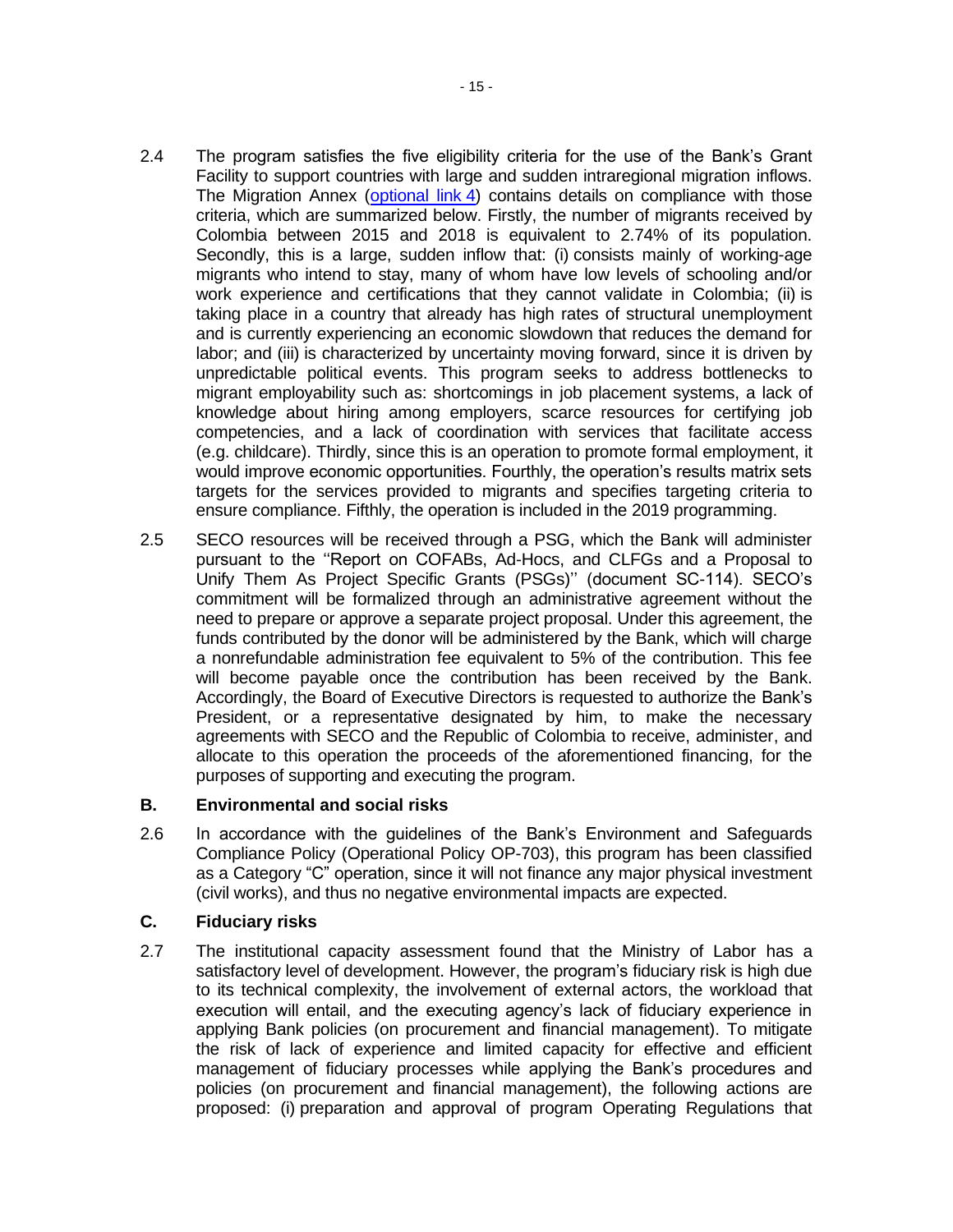2.4 The program satisfies the five eligibility criteria for the use of the Bank's Grant Facility to support countries with large and sudden intraregional migration inflows. The Migration Annex (optional link 4) contains details on compliance with those criteria, which are summarized below. Firstly, the number of migrants received by Colombia between 2015 and 2018 is equivalent to 2.74% of its population. Secondly, this is a large, sudden inflow that: (i) consists mainly of working-age migrants who intend to stay, many of whom have low levels of schooling and/or work experience and certifications that they cannot validate in Colombia; (ii) is taking place in a country that already has high rates of structural unemployment and is currently experiencing an economic slowdown that reduces the demand for labor; and (iii) is characterized by uncertainty moving forward, since it is driven by unpredictable political events. This program seeks to address bottlenecks to migrant employability such as: shortcomings in job placement systems, a lack of knowledge about hiring among employers, scarce resources for certifying job competencies, and a lack of coordination with services that facilitate access (e.g. childcare). Thirdly, since this is an operation to promote formal employment, it would improve economic opportunities. Fourthly, the operation's results matrix sets targets for the services provided to migrants and specifies targeting criteria to ensure compliance. Fifthly, the operation is included in the 2019 programming.

2.5 SECO resources will be received through a PSG, which the Bank will administer pursuant to the ''Report on COFABs, Ad-Hocs, and CLFGs and a Proposal to Unify Them As Project Specific Grants (PSGs)'' (document SC-114). SECO's commitment will be formalized through an administrative agreement without the need to prepare or approve a separate project proposal. Under this agreement, the funds contributed by the donor will be administered by the Bank, which will charge a nonrefundable administration fee equivalent to 5% of the contribution. This fee will become payable once the contribution has been received by the Bank. Accordingly, the Board of Executive Directors is requested to authorize the Bank's President, or a representative designated by him, to make the necessary agreements with SECO and the Republic of Colombia to receive, administer, and allocate to this operation the proceeds of the aforementioned financing, for the purposes of supporting and executing the program.

### B. Environmental and social risks

2.6 In accordance with the guidelines of the Bank's Environment and Safeguards Compliance Policy (Operational Policy OP-703), this program has been classified as a Category "C" operation, since it will not finance any major physical investment (civil works), and thus no negative environmental impacts are expected.

### C. Fiduciary risks

2.7 The institutional capacity assessment found that the Ministry of Labor has a satisfactory level of development. However, the program's fiduciary risk is high due to its technical complexity, the involvement of external actors, the workload that execution will entail, and the executing agency's lack of fiduciary experience in applying Bank policies (on procurement and financial management). To mitigate the risk of lack of experience and limited capacity for effective and efficient management of fiduciary processes while applying the Bank's procedures and policies (on procurement and financial management), the following actions are proposed: (i) preparation and approval of program Operating Regulations that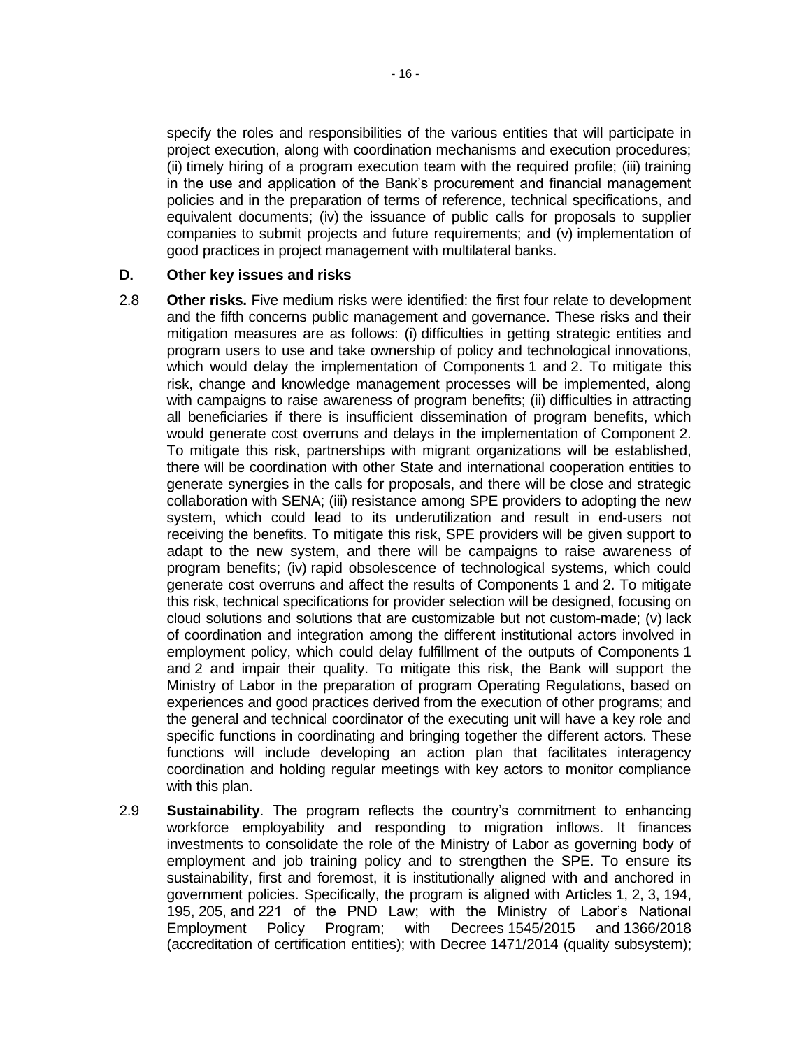specify the roles and responsibilities of the various entities that will participate in project execution, along with coordination mechanisms and execution procedures; (ii) timely hiring of a program execution team with the required profile; (iii) training in the use and application of the Bank's procurement and financial management policies and in the preparation of terms of reference, technical specifications, and equivalent documents; (iv) the issuance of public calls for proposals to supplier companies to submit projects and future requirements; and (v) implementation of good practices in project management with multilateral banks.

## D. Other key issues and risks

2.8 **Other risks.** Five medium risks were identified: the first four relate to development and the fifth concerns public management and governance. These risks and their mitigation measures are as follows: (i) difficulties in getting strategic entities and program users to use and take ownership of policy and technological innovations, which would delay the implementation of Components 1 and 2. To mitigate this risk, change and knowledge management processes will be implemented, along with campaigns to raise awareness of program benefits; (ii) difficulties in attracting all beneficiaries if there is insufficient dissemination of program benefits, which would generate cost overruns and delays in the implementation of Component 2. To mitigate this risk, partnerships with migrant organizations will be established, there will be coordination with other State and international cooperation entities to generate synergies in the calls for proposals, and there will be close and strategic collaboration with SENA; (iii) resistance among SPE providers to adopting the new system, which could lead to its underutilization and result in end-users not receiving the benefits. To mitigate this risk, SPE providers will be given support to adapt to the new system, and there will be campaigns to raise awareness of program benefits; (iv) rapid obsolescence of technological systems, which could generate cost overruns and affect the results of Components 1 and 2. To mitigate this risk, technical specifications for provider selection will be designed, focusing on cloud solutions and solutions that are customizable but not custom-made; (v) lack of coordination and integration among the different institutional actors involved in employment policy, which could delay fulfillment of the outputs of Components 1 and 2 and impair their quality. To mitigate this risk, the Bank will support the Ministry of Labor in the preparation of program Operating Regulations, based on experiences and good practices derived from the execution of other programs; and the general and technical coordinator of the executing unit will have a key role and specific functions in coordinating and bringing together the different actors. These functions will include developing an action plan that facilitates interagency coordination and holding regular meetings with key actors to monitor compliance with this plan.

2.9 **Sustainability**. The program reflects the country's commitment to enhancing workforce employability and responding to migration inflows. It finances investments to consolidate the role of the Ministry of Labor as governing body of employment and job training policy and to strengthen the SPE. To ensure its sustainability, first and foremost, it is institutionally aligned with and anchored in government policies. Specifically, the program is aligned with Articles 1, 2, 3, 194, 195, 205, and 221 of the PND Law; with the Ministry of Labor's National Employment Policy Program; with Decrees 1545/2015 and 1366/2018 (accreditation of certification entities); with Decree 1471/2014 (quality subsystem);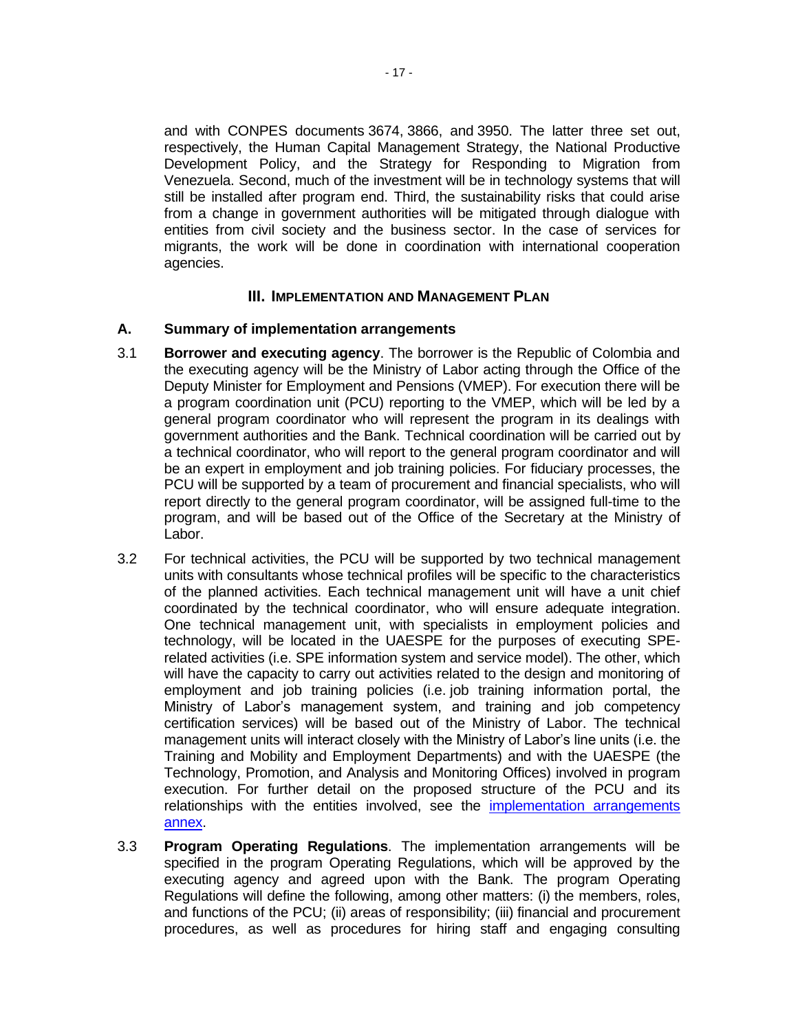and with CONPES documents 3674, 3866, and 3950. The latter three set out, respectively, the Human Capital Management Strategy, the National Productive Development Policy, and the Strategy for Responding to Migration from Venezuela. Second, much of the investment will be in technology systems that will still be installed after program end. Third, the sustainability risks that could arise from a change in government authorities will be mitigated through dialogue with entities from civil society and the business sector. In the case of services for migrants, the work will be done in coordination with international cooperation agencies.

## III. IMPLEMENTATION AND MANAGEMENT PLAN

### A. Summary of implementation arrangements

3.1 **Borrower and executing agency**. The borrower is the Republic of Colombia and the executing agency will be the Ministry of Labor acting through the Office of the Deputy Minister for Employment and Pensions (VMEP). For execution there will be a program coordination unit (PCU) reporting to the VMEP, which will be led by a general program coordinator who will represent the program in its dealings with government authorities and the Bank. Technical coordination will be carried out by a technical coordinator, who will report to the general program coordinator and will be an expert in employment and job training policies. For fiduciary processes, the PCU will be supported by a team of procurement and financial specialists, who will report directly to the general program coordinator, will be assigned full-time to the program, and will be based out of the Office of the Secretary at the Ministry of Labor.

3.2 For technical activities, the PCU will be supported by two technical management units with consultants whose technical profiles will be specific to the characteristics of the planned activities. Each technical management unit will have a unit chief coordinated by the technical coordinator, who will ensure adequate integration. One technical management unit, with specialists in employment policies and technology, will be located in the UAESPE for the purposes of executing SPE-related activities (i.e. SPE information system and service model). The other, which will have the capacity to carry out activities related to the design and monitoring of employment and job training policies (i.e. job training information portal, the Ministry of Labor's management system, and training and job competency certification services) will be based out of the Ministry of Labor. The technical management units will interact closely with the Ministry of Labor's line units (i.e. the Training and Mobility and Employment Departments) and with the UAESPE (the Technology, Promotion, and Analysis and Monitoring Offices) involved in program execution. For further detail on the proposed structure of the PCU and its relationships with the entities involved, see the implementation arrangements annex.

3.3 **Program Operating Regulations**. The implementation arrangements will be specified in the program Operating Regulations, which will be approved by the executing agency and agreed upon with the Bank. The program Operating Regulations will define the following, among other matters: (i) the members, roles, and functions of the PCU; (ii) areas of responsibility; (iii) financial and procurement procedures, as well as procedures for hiring staff and engaging consulting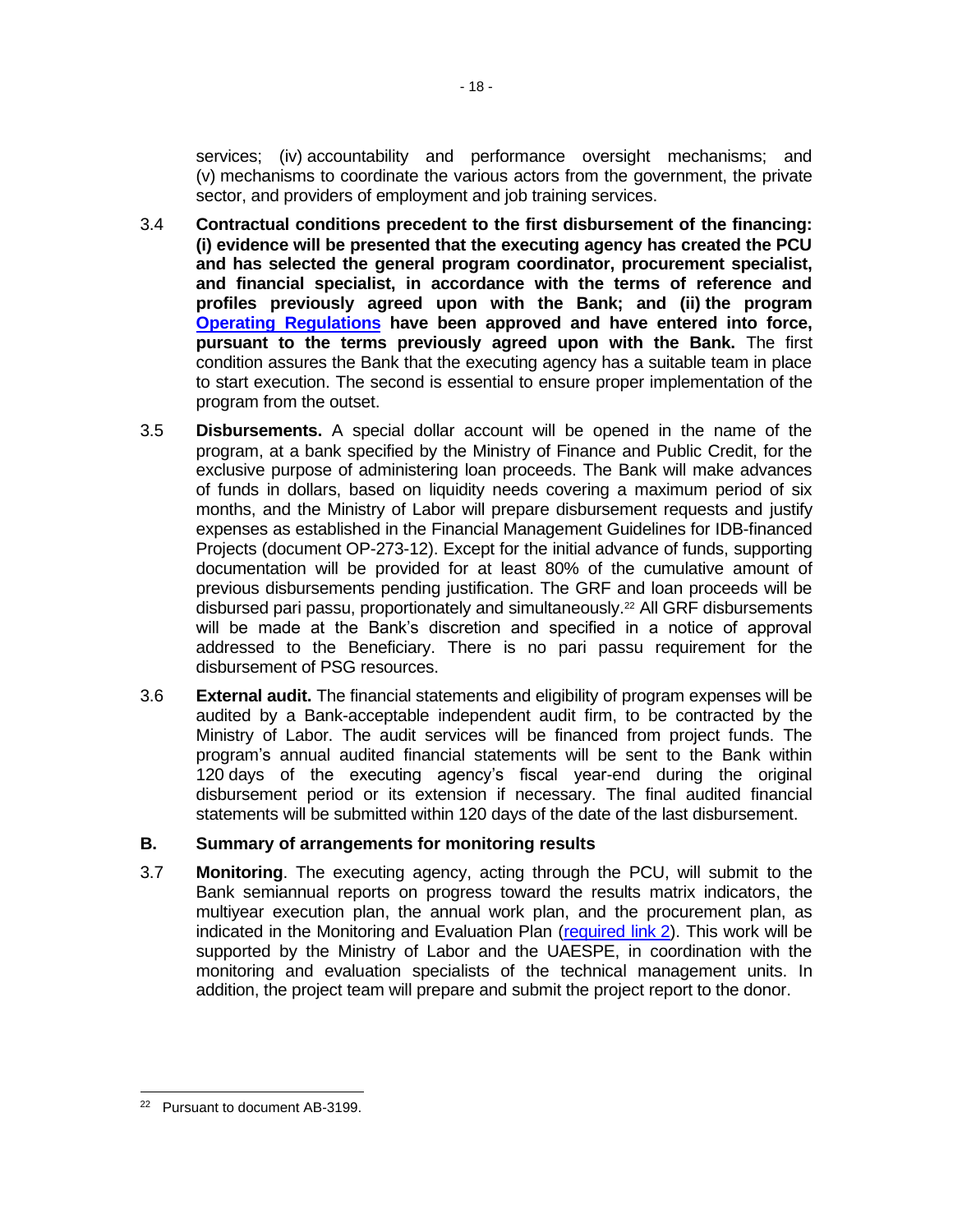services; (iv) accountability and performance oversight mechanisms; and (v) mechanisms to coordinate the various actors from the government, the private sector, and providers of employment and job training services.

3.4 **Contractual conditions precedent to the first disbursement of the financing: (i) evidence will be presented that the executing agency has created the PCU and has selected the general program coordinator, procurement specialist, and financial specialist, in accordance with the terms of reference and profiles previously agreed upon with the Bank; and (ii) the program Operating Regulations have been approved and have entered into force, pursuant to the terms previously agreed upon with the Bank.** The first condition assures the Bank that the executing agency has a suitable team in place to start execution. The second is essential to ensure proper implementation of the program from the outset.

3.5 **Disbursements.** A special dollar account will be opened in the name of the program, at a bank specified by the Ministry of Finance and Public Credit, for the exclusive purpose of administering loan proceeds. The Bank will make advances of funds in dollars, based on liquidity needs covering a maximum period of six months, and the Ministry of Labor will prepare disbursement requests and justify expenses as established in the Financial Management Guidelines for IDB-financed Projects (document OP-273-12). Except for the initial advance of funds, supporting documentation will be provided for at least 80% of the cumulative amount of previous disbursements pending justification. The GRF and loan proceeds will be disbursed pari passu, proportionately and simultaneously.[22] All GRF disbursements will be made at the Bank's discretion and specified in a notice of approval addressed to the Beneficiary. There is no pari passu requirement for the disbursement of PSG resources.

3.6 **External audit.** The financial statements and eligibility of program expenses will be audited by a Bank-acceptable independent audit firm, to be contracted by the Ministry of Labor. The audit services will be financed from project funds. The program's annual audited financial statements will be sent to the Bank within 120 days of the executing agency's fiscal year-end during the original disbursement period or its extension if necessary. The final audited financial statements will be submitted within 120 days of the date of the last disbursement.

## B. Summary of arrangements for monitoring results

3.7 **Monitoring**. The executing agency, acting through the PCU, will submit to the Bank semiannual reports on progress toward the results matrix indicators, the multiyear execution plan, the annual work plan, and the procurement plan, as indicated in the Monitoring and Evaluation Plan (required link 2). This work will be supported by the Ministry of Labor and the UAESPE, in coordination with the monitoring and evaluation specialists of the technical management units. In addition, the project team will prepare and submit the project report to the donor.

[22] Pursuant to document AB-3199.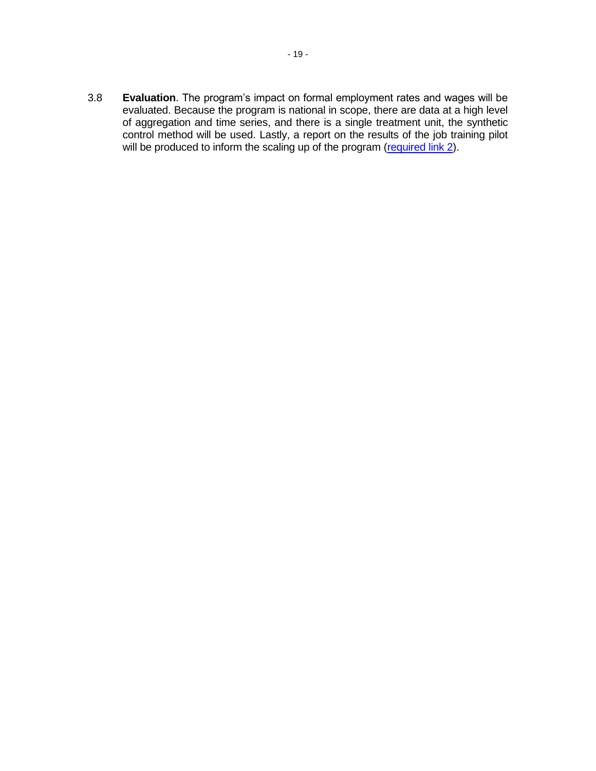3.8 **Evaluation**. The program's impact on formal employment rates and wages will be evaluated. Because the program is national in scope, there are data at a high level of aggregation and time series, and there is a single treatment unit, the synthetic control method will be used. Lastly, a report on the results of the job training pilot will be produced to inform the scaling up of the program (required link 2).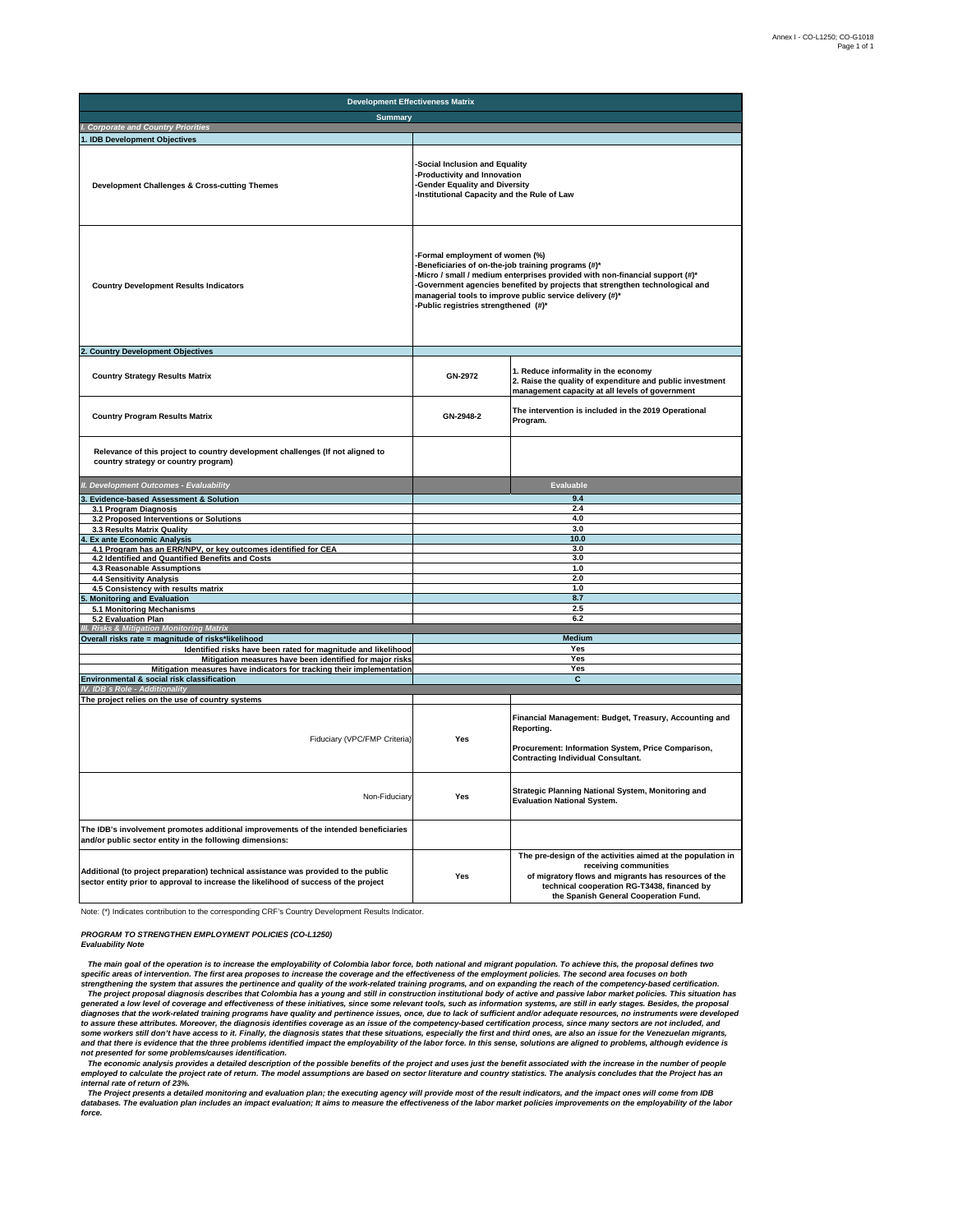| Development Effectiveness Matrix | | |
|---|---|---|
| **Summary** | | |
| ***I. Corporate and Country Priorities*** | | |
| **1. IDB Development Objectives** | | |
| **Development Challenges & Cross-cutting Themes** | -Social Inclusion and Equality<br>-Productivity and Innovation<br>-Gender Equality and Diversity<br>-Institutional Capacity and the Rule of Law | |
| **Country Development Results Indicators** | -Formal employment of women (%)<br>-Beneficiaries of on-the-job training programs (#)*<br>-Micro / small / medium enterprises provided with non-financial support (#)*<br>-Government agencies benefited by projects that strengthen technological and managerial tools to improve public service delivery (#)*<br>-Public registries strengthened (#)* | |
| **2. Country Development Objectives** | | |
| **Country Strategy Results Matrix** | GN-2972 | 1. Reduce informality in the economy<br>2. Raise the quality of expenditure and public investment management capacity at all levels of government |
| **Country Program Results Matrix** | GN-2948-2 | The intervention is included in the 2019 Operational Program. |
| **Relevance of this project to country development challenges (If not aligned to country strategy or country program)** | | |
| ***II. Development Outcomes - Evaluability*** | **Evaluable** | |
| **3. Evidence-based Assessment & Solution** | 9.4 | |
| 3.1 Program Diagnosis | 2.4 | |
| 3.2 Proposed Interventions or Solutions | 4.0 | |
| 3.3 Results Matrix Quality | 3.0 | |
| **4. Ex ante Economic Analysis** | 10.0 | |
| 4.1 Program has an ERR/NPV, or key outcomes identified for CEA | 3.0 | |
| 4.2 Identified and Quantified Benefits and Costs | 3.0 | |
| 4.3 Reasonable Assumptions | 1.0 | |
| 4.4 Sensitivity Analysis | 2.0 | |
| 4.5 Consistency with results matrix | 1.0 | |
| **5. Monitoring and Evaluation** | 8.7 | |
| 5.1 Monitoring Mechanisms | 2.5 | |
| 5.2 Evaluation Plan | 6.2 | |
| ***III. Risks & Mitigation Monitoring Matrix*** | | |
| **Overall risks rate = magnitude of risks*likelihood** | Medium | |
| Identified risks have been rated for magnitude and likelihood | Yes | |
| Mitigation measures have been identified for major risks | Yes | |
| Mitigation measures have indicators for tracking their implementation | Yes | |
| **Environmental & social risk classification** | C | |
| ***IV. IDB´s Role - Additionality*** | | |
| **The project relies on the use of country systems** | | |
| Fiduciary (VPC/FMP Criteria) | Yes | Financial Management: Budget, Treasury, Accounting and Reporting.<br><br>Procurement: Information System, Price Comparison, Contracting Individual Consultant. |
| Non-Fiduciary | Yes | Strategic Planning National System, Monitoring and Evaluation National System. |
| **The IDB's involvement promotes additional improvements of the intended beneficiaries and/or public sector entity in the following dimensions:** | | |
| **Additional (to project preparation) technical assistance was provided to the public sector entity prior to approval to increase the likelihood of success of the project** | Yes | The pre-design of the activities aimed at the population in receiving communities of migratory flows and migrants has resources of the technical cooperation RG-T3438, financed by the Spanish General Cooperation Fund. |

Note: (*) Indicates contribution to the corresponding CRF's Country Development Results Indicator.

***PROGRAM TO STRENGTHEN EMPLOYMENT POLICIES (CO-L1250)***
***Evaluability Note***

***The main goal of the operation is to increase the employability of Colombia labor force, both national and migrant population. To achieve this, the proposal defines two specific areas of intervention. The first area proposes to increase the coverage and the effectiveness of the employment policies. The second area focuses on both strengthening the system that assures the pertinence and quality of the work-related training programs, and on expanding the reach of the competency-based certification.***

***The project proposal diagnosis describes that Colombia has a young and still in construction institutional body of active and passive labor market policies. This situation has generated a low level of coverage and effectiveness of these initiatives, since some relevant tools, such as information systems, are still in early stages. Besides, the proposal diagnoses that the work-related training programs have quality and pertinence issues, once, due to lack of sufficient and/or adequate resources, no instruments were developed to assure these attributes. Moreover, the diagnosis identifies coverage as an issue of the competency-based certification process, since many sectors are not included, and some workers still don't have access to it. Finally, the diagnosis states that these situations, especially the first and third ones, are also an issue for the Venezuelan migrants, and that there is evidence that the three problems identified impact the employability of the labor force. In this sense, solutions are aligned to problems, although evidence is not presented for some problems/causes identification.***

***The economic analysis provides a detailed description of the possible benefits of the project and uses just the benefit associated with the increase in the number of people employed to calculate the project rate of return. The model assumptions are based on sector literature and country statistics. The analysis concludes that the Project has an internal rate of return of 23%.***

***The Project presents a detailed monitoring and evaluation plan; the executing agency will provide most of the result indicators, and the impact ones will come from IDB databases. The evaluation plan includes an impact evaluation; It aims to measure the effectiveness of the labor market policies improvements on the employability of the labor force.***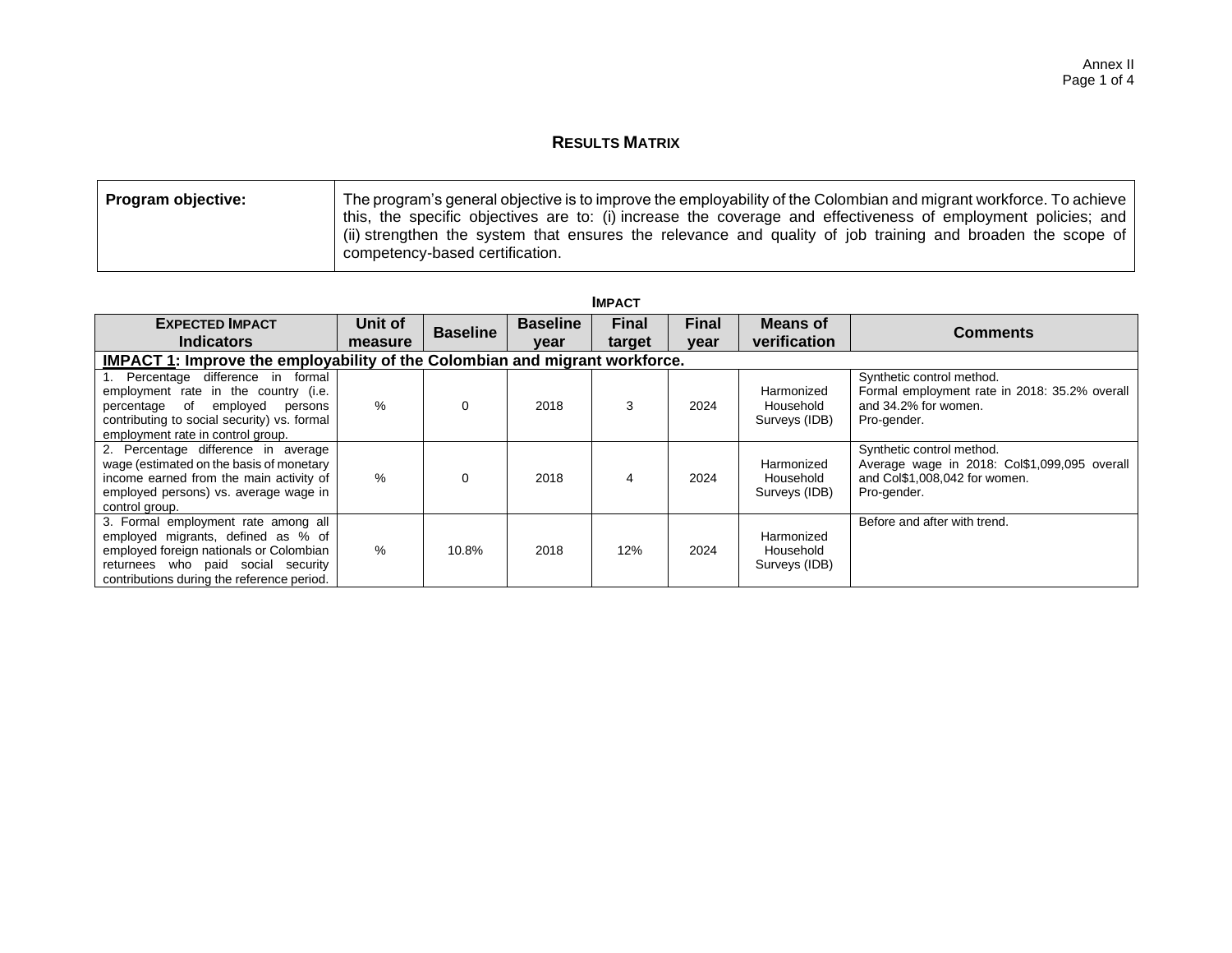Annex II

## RESULTS MATRIX

| Program objective: | The program's general objective is to improve the employability of the Colombian and migrant workforce. To achieve this, the specific objectives are to: (i) increase the coverage and effectiveness of employment policies; and (ii) strengthen the system that ensures the relevance and quality of job training and broaden the scope of competency-based certification. |
|---|---|

### IMPACT

| EXPECTED IMPACT Indicators | Unit of measure | Baseline | Baseline year | Final target | Final year | Means of verification | Comments |
|---|---|---|---|---|---|---|---|
| **IMPACT 1: Improve the employability of the Colombian and migrant workforce.** | | | | | | | |
| 1. Percentage difference in formal employment rate in the country (i.e. percentage of employed persons contributing to social security) vs. formal employment rate in control group. | % | 0 | 2018 | 3 | 2024 | Harmonized Household Surveys (IDB) | Synthetic control method. Formal employment rate in 2018: 35.2% overall and 34.2% for women. Pro-gender. |
| 2. Percentage difference in average wage (estimated on the basis of monetary income earned from the main activity of employed persons) vs. average wage in control group. | % | 0 | 2018 | 4 | 2024 | Harmonized Household Surveys (IDB) | Synthetic control method. Average wage in 2018: Col$1,099,095 overall and Col$1,008,042 for women. Pro-gender. |
| 3. Formal employment rate among all employed migrants, defined as % of employed foreign nationals or Colombian returnees who paid social security contributions during the reference period. | % | 10.8% | 2018 | 12% | 2024 | Harmonized Household Surveys (IDB) | Before and after with trend. |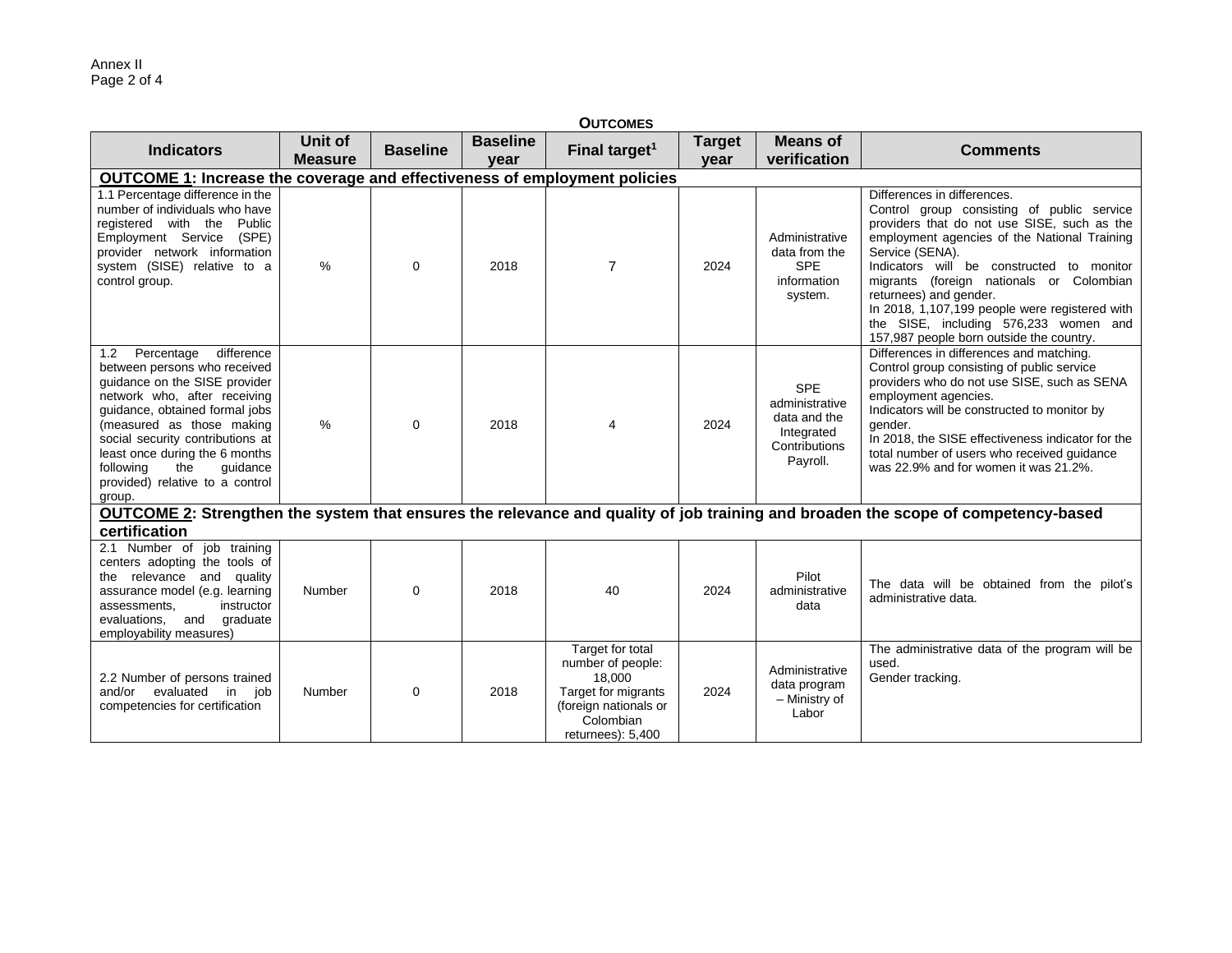**OUTCOMES**

| Indicators | Unit of Measure | Baseline | Baseline year | Final target[1] | Target year | Means of verification | Comments |
|---|---|---|---|---|---|---|---|
| **OUTCOME 1: Increase the coverage and effectiveness of employment policies** | | | | | | | |
| 1.1 Percentage difference in the number of individuals who have registered with the Public Employment Service (SPE) provider network information system (SISE) relative to a control group. | % | 0 | 2018 | 7 | 2024 | Administrative data from the SPE information system. | Differences in differences.<br>Control group consisting of public service providers that do not use SISE, such as the employment agencies of the National Training Service (SENA).<br>Indicators will be constructed to monitor migrants (foreign nationals or Colombian returnees) and gender.<br>In 2018, 1,107,199 people were registered with the SISE, including 576,233 women and 157,987 people born outside the country. |
| 1.2 Percentage difference between persons who received guidance on the SISE provider network who, after receiving guidance, obtained formal jobs (measured as those making social security contributions at least once during the 6 months following the guidance provided) relative to a control group. | % | 0 | 2018 | 4 | 2024 | SPE administrative data and the Integrated Contributions Payroll. | Differences in differences and matching.<br>Control group consisting of public service providers who do not use SISE, such as SENA employment agencies.<br>Indicators will be constructed to monitor by gender.<br>In 2018, the SISE effectiveness indicator for the total number of users who received guidance was 22.9% and for women it was 21.2%. |
| **OUTCOME 2: Strengthen the system that ensures the relevance and quality of job training and broaden the scope of competency-based certification** | | | | | | | |
| 2.1 Number of job training centers adopting the tools of the relevance and quality assurance model (e.g. learning assessments, instructor evaluations, and graduate employability measures) | Number | 0 | 2018 | 40 | 2024 | Pilot administrative data | The data will be obtained from the pilot's administrative data. |
| 2.2 Number of persons trained and/or evaluated in job competencies for certification | Number | 0 | 2018 | Target for total number of people: 18,000<br>Target for migrants (foreign nationals or Colombian returnees): 5,400 | 2024 | Administrative data program – Ministry of Labor | The administrative data of the program will be used.<br>Gender tracking. |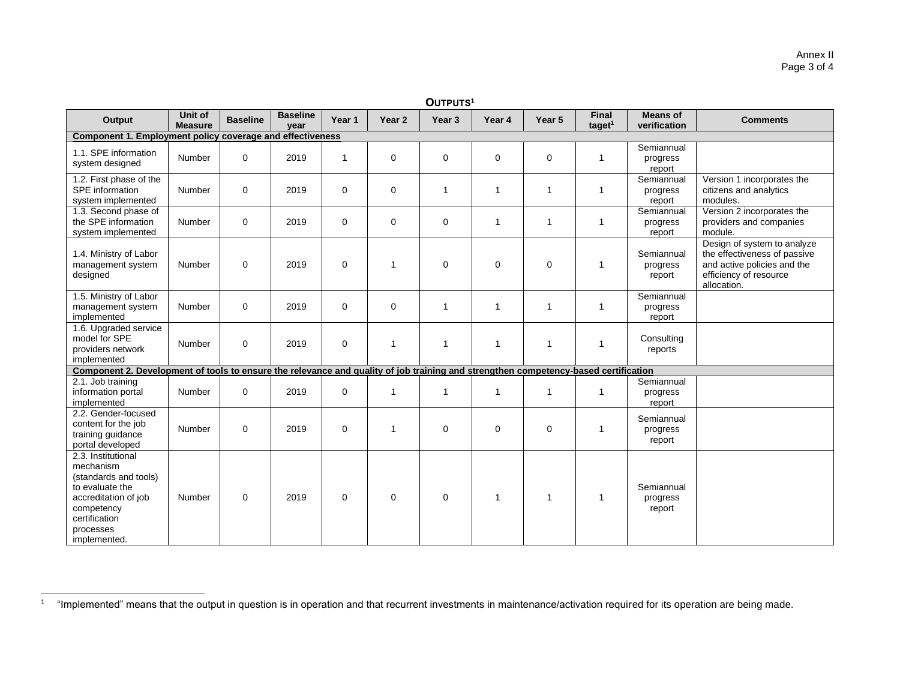**OUTPUTS[1]**

| Output | Unit of Measure | Baseline | Baseline year | Year 1 | Year 2 | Year 3 | Year 4 | Year 5 | Final taget[1] | Means of verification | Comments |
|---|---|---|---|---|---|---|---|---|---|---|---|
| **Component 1. Employment policy coverage and effectiveness** | | | | | | | | | | | |
| 1.1. SPE information system designed | Number | 0 | 2019 | 1 | 0 | 0 | 0 | 0 | 1 | Semiannual progress report | |
| 1.2. First phase of the SPE information system implemented | Number | 0 | 2019 | 0 | 0 | 1 | 1 | 1 | 1 | Semiannual progress report | Version 1 incorporates the citizens and analytics modules. |
| 1.3. Second phase of the SPE information system implemented | Number | 0 | 2019 | 0 | 0 | 0 | 1 | 1 | 1 | Semiannual progress report | Version 2 incorporates the providers and companies module. |
| 1.4. Ministry of Labor management system designed | Number | 0 | 2019 | 0 | 1 | 0 | 0 | 0 | 1 | Semiannual progress report | Design of system to analyze the effectiveness of passive and active policies and the efficiency of resource allocation. |
| 1.5. Ministry of Labor management system implemented | Number | 0 | 2019 | 0 | 0 | 1 | 1 | 1 | 1 | Semiannual progress report | |
| 1.6. Upgraded service model for SPE providers network implemented | Number | 0 | 2019 | 0 | 1 | 1 | 1 | 1 | 1 | Consulting reports | |
| **Component 2. Development of tools to ensure the relevance and quality of job training and strengthen competency-based certification** | | | | | | | | | | | |
| 2.1. Job training information portal implemented | Number | 0 | 2019 | 0 | 1 | 1 | 1 | 1 | 1 | Semiannual progress report | |
| 2.2. Gender-focused content for the job training guidance portal developed | Number | 0 | 2019 | 0 | 1 | 0 | 0 | 0 | 1 | Semiannual progress report | |
| 2.3. Institutional mechanism (standards and tools) to evaluate the accreditation of job competency certification processes implemented. | Number | 0 | 2019 | 0 | 0 | 0 | 1 | 1 | 1 | Semiannual progress report | |

[1] "Implemented" means that the output in question is in operation and that recurrent investments in maintenance/activation required for its operation are being made.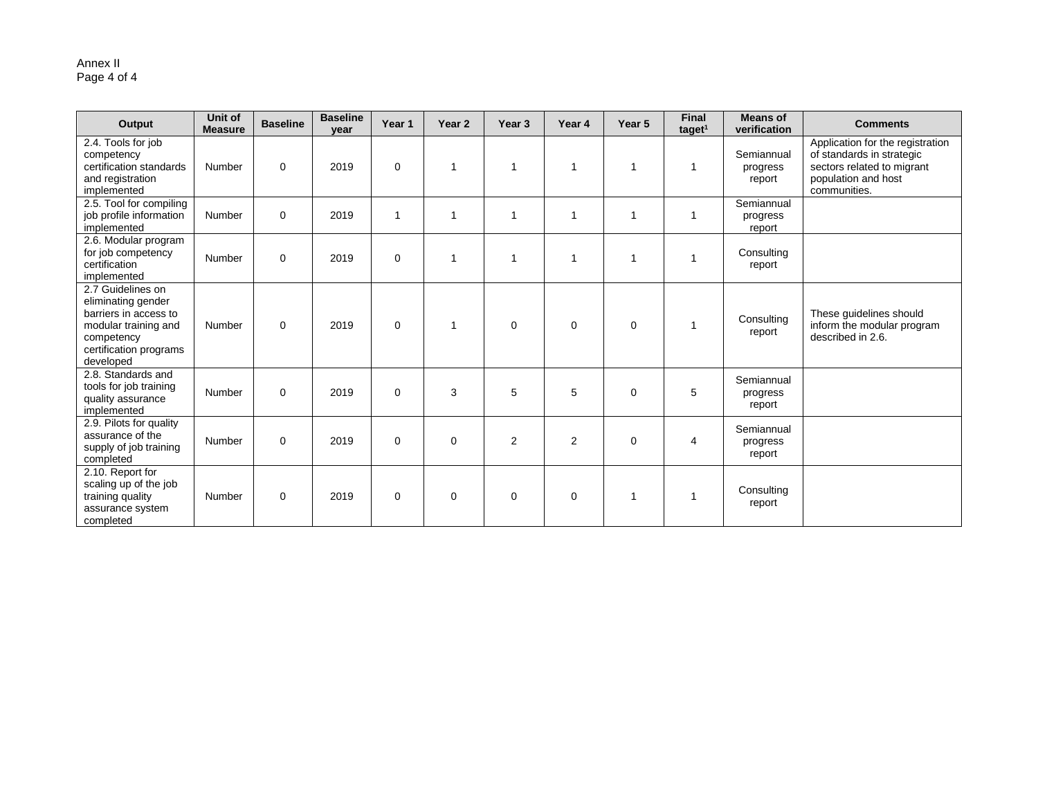| Output | Unit of Measure | Baseline | Baseline year | Year 1 | Year 2 | Year 3 | Year 4 | Year 5 | Final taget[1] | Means of verification | Comments |
|---|---|---|---|---|---|---|---|---|---|---|---|
| 2.4. Tools for job competency certification standards and registration implemented | Number | 0 | 2019 | 0 | 1 | 1 | 1 | 1 | 1 | Semiannual progress report | Application for the registration of standards in strategic sectors related to migrant population and host communities. |
| 2.5. Tool for compiling job profile information implemented | Number | 0 | 2019 | 1 | 1 | 1 | 1 | 1 | 1 | Semiannual progress report | |
| 2.6. Modular program for job competency certification implemented | Number | 0 | 2019 | 0 | 1 | 1 | 1 | 1 | 1 | Consulting report | |
| 2.7 Guidelines on eliminating gender barriers in access to modular training and competency certification programs developed | Number | 0 | 2019 | 0 | 1 | 0 | 0 | 0 | 1 | Consulting report | These guidelines should inform the modular program described in 2.6. |
| 2.8. Standards and tools for job training quality assurance implemented | Number | 0 | 2019 | 0 | 3 | 5 | 5 | 0 | 5 | Semiannual progress report | |
| 2.9. Pilots for quality assurance of the supply of job training completed | Number | 0 | 2019 | 0 | 0 | 2 | 2 | 0 | 4 | Semiannual progress report | |
| 2.10. Report for scaling up of the job training quality assurance system completed | Number | 0 | 2019 | 0 | 0 | 0 | 0 | 1 | 1 | Consulting report | |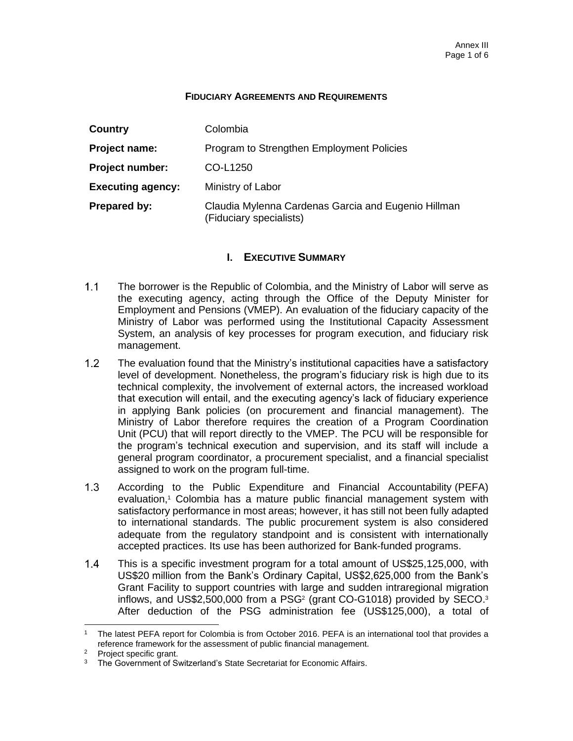**FIDUCIARY AGREEMENTS AND REQUIREMENTS**

| | |
|---|---|
| **Country** | Colombia |
| **Project name:** | Program to Strengthen Employment Policies |
| **Project number:** | CO-L1250 |
| **Executing agency:** | Ministry of Labor |
| **Prepared by:** | Claudia Mylenna Cardenas Garcia and Eugenio Hillman (Fiduciary specialists) |

## I. EXECUTIVE SUMMARY

1.1 The borrower is the Republic of Colombia, and the Ministry of Labor will serve as the executing agency, acting through the Office of the Deputy Minister for Employment and Pensions (VMEP). An evaluation of the fiduciary capacity of the Ministry of Labor was performed using the Institutional Capacity Assessment System, an analysis of key processes for program execution, and fiduciary risk management.

1.2 The evaluation found that the Ministry's institutional capacities have a satisfactory level of development. Nonetheless, the program's fiduciary risk is high due to its technical complexity, the involvement of external actors, the increased workload that execution will entail, and the executing agency's lack of fiduciary experience in applying Bank policies (on procurement and financial management). The Ministry of Labor therefore requires the creation of a Program Coordination Unit (PCU) that will report directly to the VMEP. The PCU will be responsible for the program's technical execution and supervision, and its staff will include a general program coordinator, a procurement specialist, and a financial specialist assigned to work on the program full-time.

1.3 According to the Public Expenditure and Financial Accountability (PEFA) evaluation,[1] Colombia has a mature public financial management system with satisfactory performance in most areas; however, it has still not been fully adapted to international standards. The public procurement system is also considered adequate from the regulatory standpoint and is consistent with internationally accepted practices. Its use has been authorized for Bank-funded programs.

1.4 This is a specific investment program for a total amount of US$25,125,000, with US$20 million from the Bank's Ordinary Capital, US$2,625,000 from the Bank's Grant Facility to support countries with large and sudden intraregional migration inflows, and US$2,500,000 from a PSG[2] (grant CO-G1018) provided by SECO.[3] After deduction of the PSG administration fee (US$125,000), a total of

---

[1] The latest PEFA report for Colombia is from October 2016. PEFA is an international tool that provides a reference framework for the assessment of public financial management.

[2] Project specific grant.

[3] The Government of Switzerland's State Secretariat for Economic Affairs.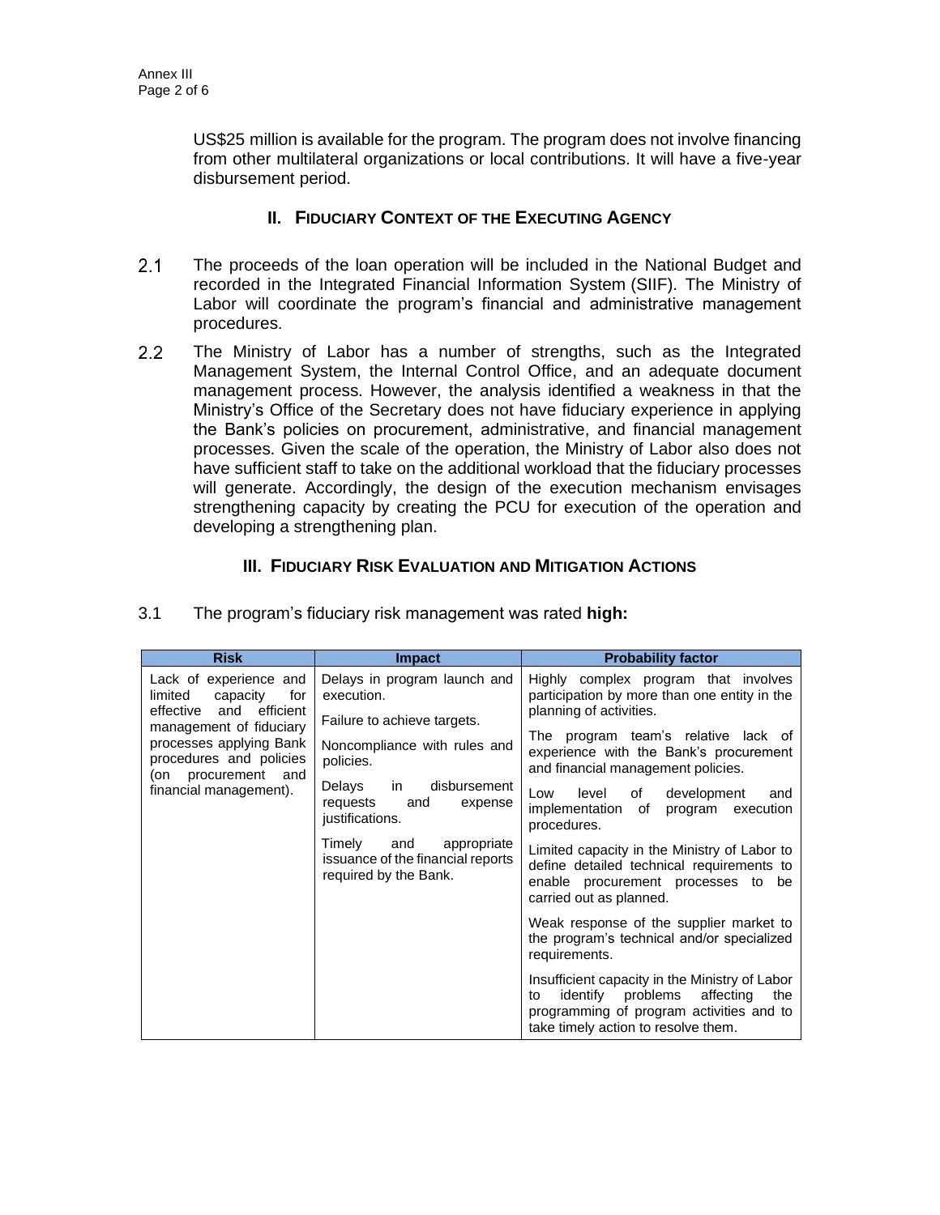US$25 million is available for the program. The program does not involve financing from other multilateral organizations or local contributions. It will have a five-year disbursement period.

## II. FIDUCIARY CONTEXT OF THE EXECUTING AGENCY

2.1 The proceeds of the loan operation will be included in the National Budget and recorded in the Integrated Financial Information System (SIIF). The Ministry of Labor will coordinate the program's financial and administrative management procedures.

2.2 The Ministry of Labor has a number of strengths, such as the Integrated Management System, the Internal Control Office, and an adequate document management process. However, the analysis identified a weakness in that the Ministry's Office of the Secretary does not have fiduciary experience in applying the Bank's policies on procurement, administrative, and financial management processes. Given the scale of the operation, the Ministry of Labor also does not have sufficient staff to take on the additional workload that the fiduciary processes will generate. Accordingly, the design of the execution mechanism envisages strengthening capacity by creating the PCU for execution of the operation and developing a strengthening plan.

## III. FIDUCIARY RISK EVALUATION AND MITIGATION ACTIONS

3.1 The program's fiduciary risk management was rated **high:**

| Risk | Impact | Probability factor |
|---|---|---|
| Lack of experience and limited capacity for effective and efficient management of fiduciary processes applying Bank procedures and policies (on procurement and financial management). | Delays in program launch and execution.<br><br>Failure to achieve targets.<br><br>Noncompliance with rules and policies.<br><br>Delays in disbursement requests and expense justifications.<br><br>Timely and appropriate issuance of the financial reports required by the Bank. | Highly complex program that involves participation by more than one entity in the planning of activities.<br><br>The program team's relative lack of experience with the Bank's procurement and financial management policies.<br><br>Low level of development and implementation of program execution procedures.<br><br>Limited capacity in the Ministry of Labor to define detailed technical requirements to enable procurement processes to be carried out as planned.<br><br>Weak response of the supplier market to the program's technical and/or specialized requirements.<br><br>Insufficient capacity in the Ministry of Labor to identify problems affecting the programming of program activities and to take timely action to resolve them. |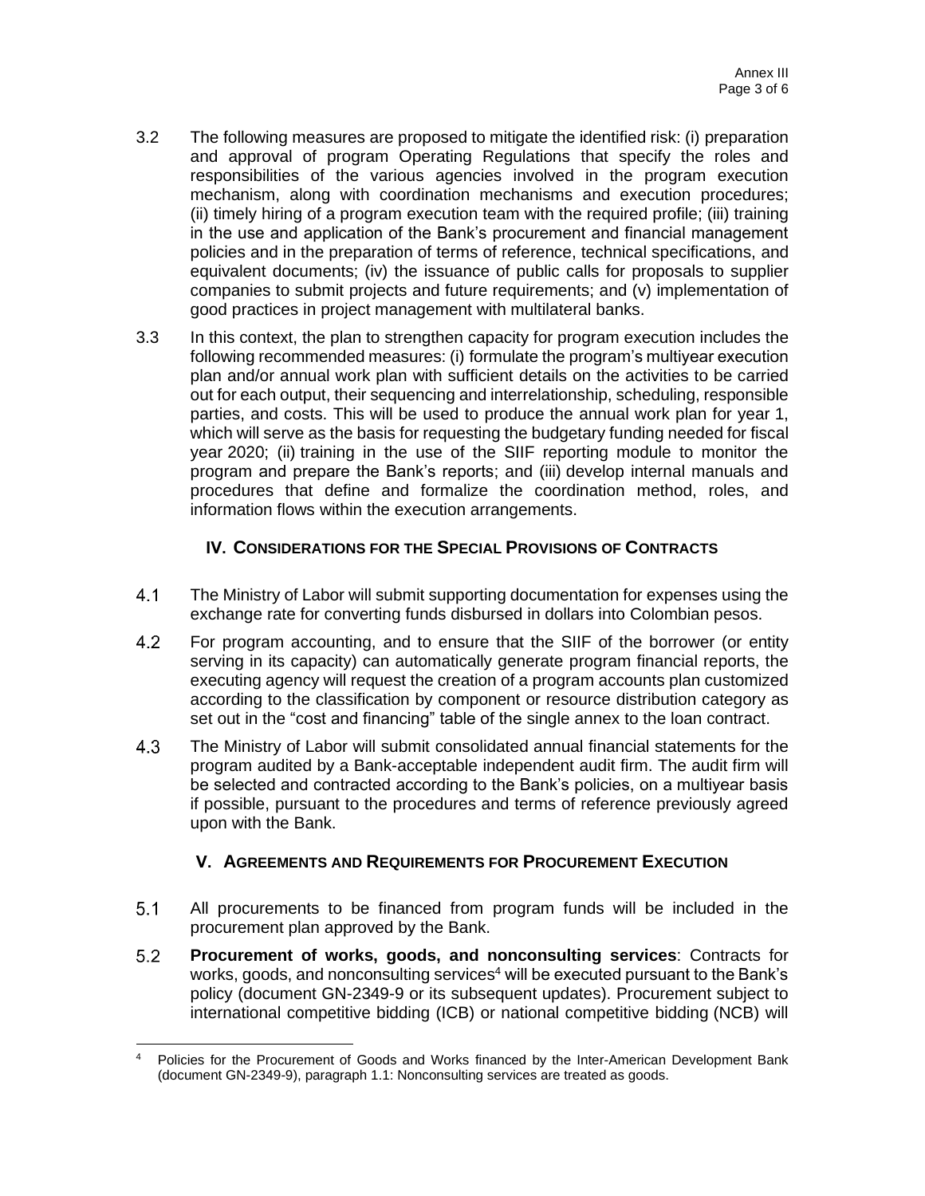3.2 The following measures are proposed to mitigate the identified risk: (i) preparation and approval of program Operating Regulations that specify the roles and responsibilities of the various agencies involved in the program execution mechanism, along with coordination mechanisms and execution procedures; (ii) timely hiring of a program execution team with the required profile; (iii) training in the use and application of the Bank's procurement and financial management policies and in the preparation of terms of reference, technical specifications, and equivalent documents; (iv) the issuance of public calls for proposals to supplier companies to submit projects and future requirements; and (v) implementation of good practices in project management with multilateral banks.

3.3 In this context, the plan to strengthen capacity for program execution includes the following recommended measures: (i) formulate the program's multiyear execution plan and/or annual work plan with sufficient details on the activities to be carried out for each output, their sequencing and interrelationship, scheduling, responsible parties, and costs. This will be used to produce the annual work plan for year 1, which will serve as the basis for requesting the budgetary funding needed for fiscal year 2020; (ii) training in the use of the SIIF reporting module to monitor the program and prepare the Bank's reports; and (iii) develop internal manuals and procedures that define and formalize the coordination method, roles, and information flows within the execution arrangements.

## IV. Considerations for the Special Provisions of Contracts

4.1 The Ministry of Labor will submit supporting documentation for expenses using the exchange rate for converting funds disbursed in dollars into Colombian pesos.

4.2 For program accounting, and to ensure that the SIIF of the borrower (or entity serving in its capacity) can automatically generate program financial reports, the executing agency will request the creation of a program accounts plan customized according to the classification by component or resource distribution category as set out in the "cost and financing" table of the single annex to the loan contract.

4.3 The Ministry of Labor will submit consolidated annual financial statements for the program audited by a Bank-acceptable independent audit firm. The audit firm will be selected and contracted according to the Bank's policies, on a multiyear basis if possible, pursuant to the procedures and terms of reference previously agreed upon with the Bank.

## V. Agreements and Requirements for Procurement Execution

5.1 All procurements to be financed from program funds will be included in the procurement plan approved by the Bank.

5.2 **Procurement of works, goods, and nonconsulting services**: Contracts for works, goods, and nonconsulting services[4] will be executed pursuant to the Bank's policy (document GN-2349-9 or its subsequent updates). Procurement subject to international competitive bidding (ICB) or national competitive bidding (NCB) will

---

[4] Policies for the Procurement of Goods and Works financed by the Inter-American Development Bank (document GN-2349-9), paragraph 1.1: Nonconsulting services are treated as goods.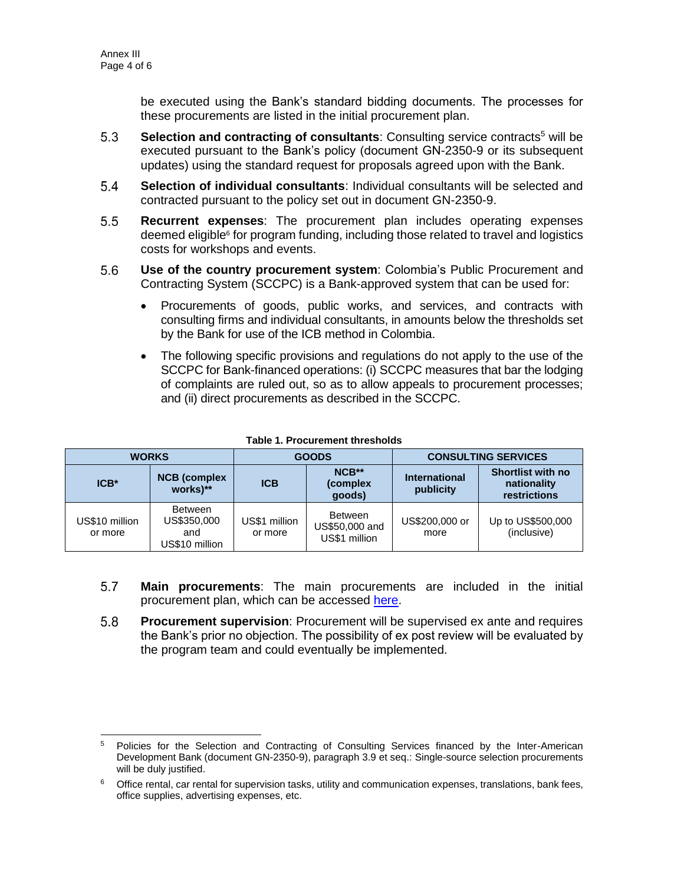be executed using the Bank's standard bidding documents. The processes for these procurements are listed in the initial procurement plan.

5.3 **Selection and contracting of consultants**: Consulting service contracts[5] will be executed pursuant to the Bank's policy (document GN-2350-9 or its subsequent updates) using the standard request for proposals agreed upon with the Bank.

5.4 **Selection of individual consultants**: Individual consultants will be selected and contracted pursuant to the policy set out in document GN-2350-9.

5.5 **Recurrent expenses**: The procurement plan includes operating expenses deemed eligible[6] for program funding, including those related to travel and logistics costs for workshops and events.

5.6 **Use of the country procurement system**: Colombia's Public Procurement and Contracting System (SCCPC) is a Bank-approved system that can be used for:

- Procurements of goods, public works, and services, and contracts with consulting firms and individual consultants, in amounts below the thresholds set by the Bank for use of the ICB method in Colombia.
- The following specific provisions and regulations do not apply to the use of the SCCPC for Bank-financed operations: (i) SCCPC measures that bar the lodging of complaints are ruled out, so as to allow appeals to procurement processes; and (ii) direct procurements as described in the SCCPC.

**Table 1. Procurement thresholds**

| WORKS | | GOODS | | CONSULTING SERVICES | |
|---|---|---|---|---|---|
| **ICB*** | **NCB (complex works)**** | **ICB** | **NCB** (complex goods)** | **International publicity** | **Shortlist with no nationality restrictions** |
| US$10 million or more | Between US$350,000 and US$10 million | US$1 million or more | Between US$50,000 and US$1 million | US$200,000 or more | Up to US$500,000 (inclusive) |

5.7 **Main procurements**: The main procurements are included in the initial procurement plan, which can be accessed here.

5.8 **Procurement supervision**: Procurement will be supervised ex ante and requires the Bank's prior no objection. The possibility of ex post review will be evaluated by the program team and could eventually be implemented.

---

[5] Policies for the Selection and Contracting of Consulting Services financed by the Inter-American Development Bank (document GN-2350-9), paragraph 3.9 et seq.: Single-source selection procurements will be duly justified.

[6] Office rental, car rental for supervision tasks, utility and communication expenses, translations, bank fees, office supplies, advertising expenses, etc.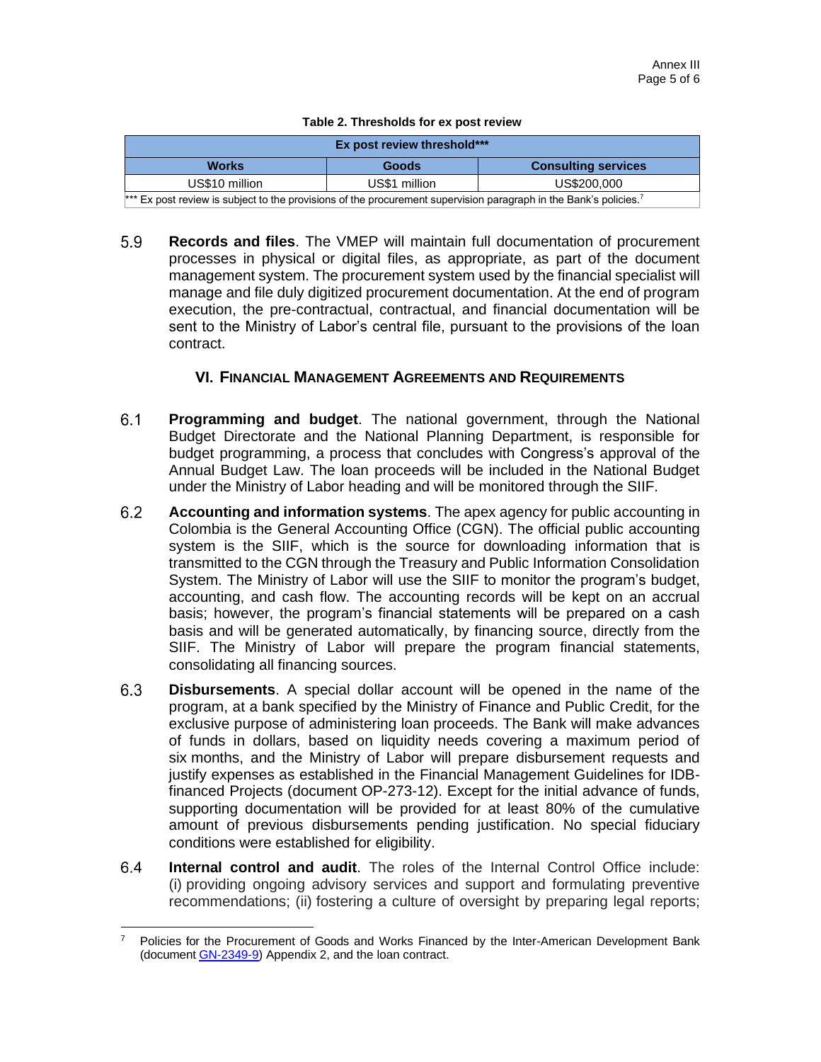**Table 2. Thresholds for ex post review**

| Ex post review threshold*** | | |
|---|---|---|
| **Works** | **Goods** | **Consulting services** |
| US$10 million | US$1 million | US$200,000 |

*** Ex post review is subject to the provisions of the procurement supervision paragraph in the Bank's policies.[7]

5.9 **Records and files**. The VMEP will maintain full documentation of procurement processes in physical or digital files, as appropriate, as part of the document management system. The procurement system used by the financial specialist will manage and file duly digitized procurement documentation. At the end of program execution, the pre-contractual, contractual, and financial documentation will be sent to the Ministry of Labor's central file, pursuant to the provisions of the loan contract.

## VI. Financial Management Agreements and Requirements

6.1 **Programming and budget**. The national government, through the National Budget Directorate and the National Planning Department, is responsible for budget programming, a process that concludes with Congress's approval of the Annual Budget Law. The loan proceeds will be included in the National Budget under the Ministry of Labor heading and will be monitored through the SIIF.

6.2 **Accounting and information systems**. The apex agency for public accounting in Colombia is the General Accounting Office (CGN). The official public accounting system is the SIIF, which is the source for downloading information that is transmitted to the CGN through the Treasury and Public Information Consolidation System. The Ministry of Labor will use the SIIF to monitor the program's budget, accounting, and cash flow. The accounting records will be kept on an accrual basis; however, the program's financial statements will be prepared on a cash basis and will be generated automatically, by financing source, directly from the SIIF. The Ministry of Labor will prepare the program financial statements, consolidating all financing sources.

6.3 **Disbursements**. A special dollar account will be opened in the name of the program, at a bank specified by the Ministry of Finance and Public Credit, for the exclusive purpose of administering loan proceeds. The Bank will make advances of funds in dollars, based on liquidity needs covering a maximum period of six months, and the Ministry of Labor will prepare disbursement requests and justify expenses as established in the Financial Management Guidelines for IDB-financed Projects (document OP-273-12). Except for the initial advance of funds, supporting documentation will be provided for at least 80% of the cumulative amount of previous disbursements pending justification. No special fiduciary conditions were established for eligibility.

6.4 **Internal control and audit**. The roles of the Internal Control Office include: (i) providing ongoing advisory services and support and formulating preventive recommendations; (ii) fostering a culture of oversight by preparing legal reports;

---

[7] Policies for the Procurement of Goods and Works Financed by the Inter-American Development Bank (document GN-2349-9) Appendix 2, and the loan contract.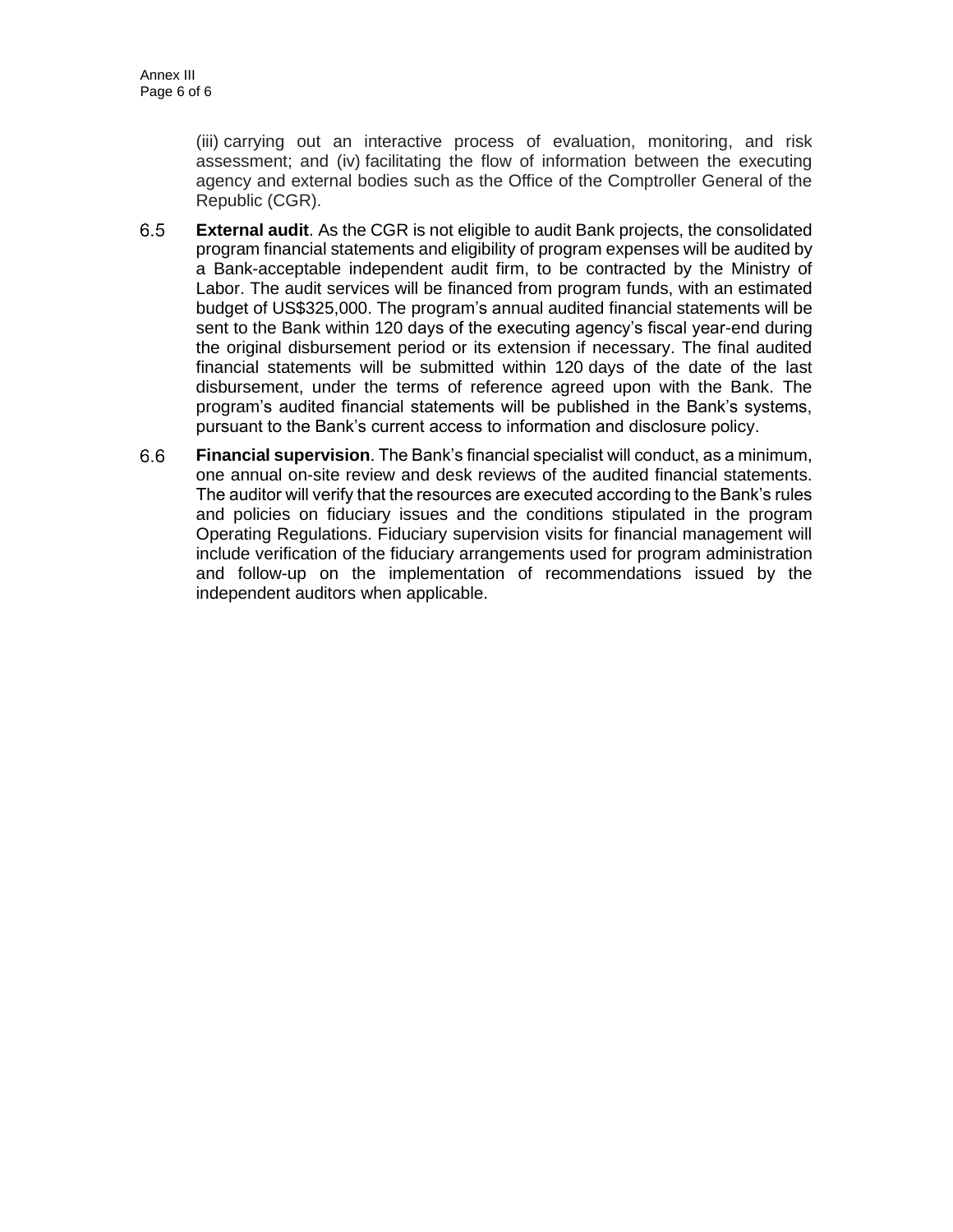(iii) carrying out an interactive process of evaluation, monitoring, and risk assessment; and (iv) facilitating the flow of information between the executing agency and external bodies such as the Office of the Comptroller General of the Republic (CGR).

6.5 **External audit**. As the CGR is not eligible to audit Bank projects, the consolidated program financial statements and eligibility of program expenses will be audited by a Bank-acceptable independent audit firm, to be contracted by the Ministry of Labor. The audit services will be financed from program funds, with an estimated budget of US$325,000. The program's annual audited financial statements will be sent to the Bank within 120 days of the executing agency's fiscal year-end during the original disbursement period or its extension if necessary. The final audited financial statements will be submitted within 120 days of the date of the last disbursement, under the terms of reference agreed upon with the Bank. The program's audited financial statements will be published in the Bank's systems, pursuant to the Bank's current access to information and disclosure policy.

6.6 **Financial supervision**. The Bank's financial specialist will conduct, as a minimum, one annual on-site review and desk reviews of the audited financial statements. The auditor will verify that the resources are executed according to the Bank's rules and policies on fiduciary issues and the conditions stipulated in the program Operating Regulations. Fiduciary supervision visits for financial management will include verification of the fiduciary arrangements used for program administration and follow-up on the implementation of recommendations issued by the independent auditors when applicable.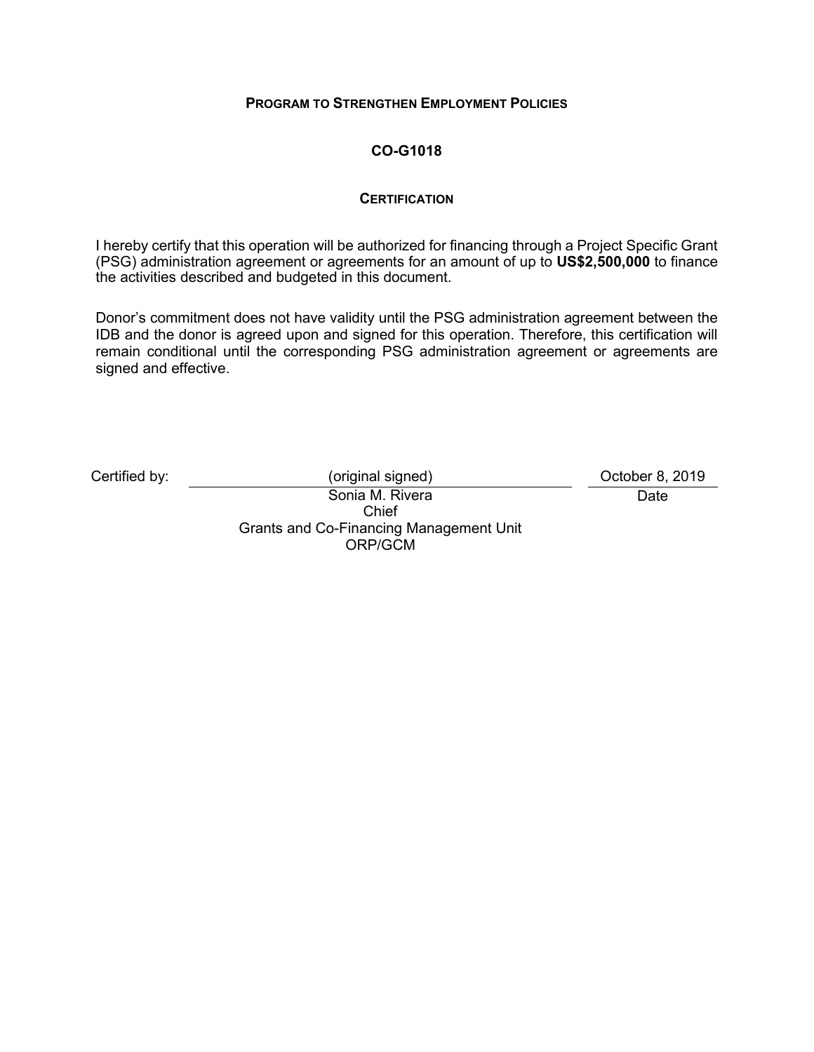## PROGRAM TO STRENGTHEN EMPLOYMENT POLICIES

## CO-G1018

### CERTIFICATION

I hereby certify that this operation will be authorized for financing through a Project Specific Grant (PSG) administration agreement or agreements for an amount of up to **US$2,500,000** to finance the activities described and budgeted in this document.

Donor's commitment does not have validity until the PSG administration agreement between the IDB and the donor is agreed upon and signed for this operation. Therefore, this certification will remain conditional until the corresponding PSG administration agreement or agreements are signed and effective.

Certified by: (original signed) — October 8, 2019

Sonia M. Rivera
Chief
Grants and Co-Financing Management Unit
ORP/GCM

Date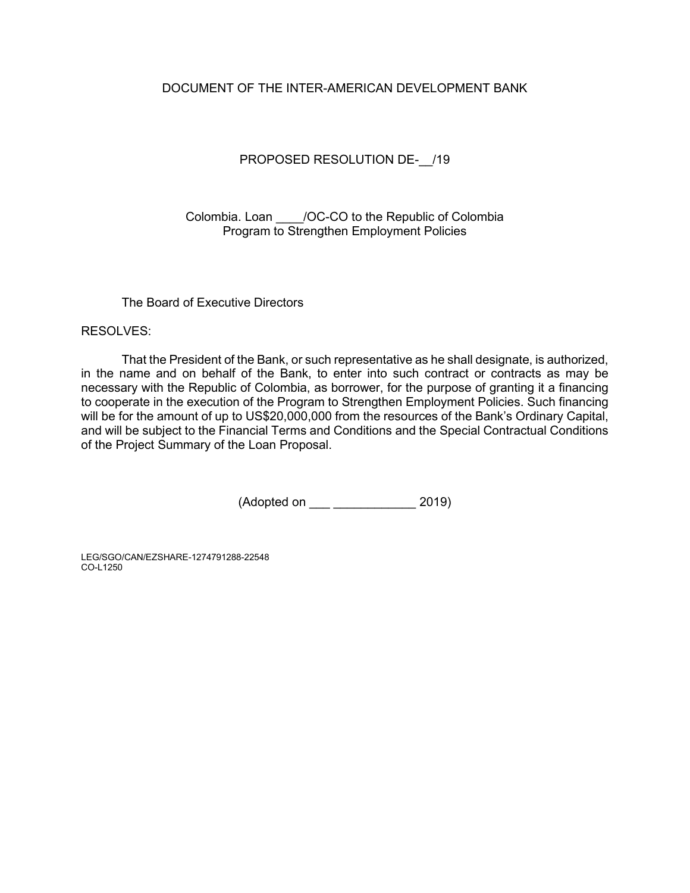DOCUMENT OF THE INTER-AMERICAN DEVELOPMENT BANK

PROPOSED RESOLUTION DE-__/19

Colombia. Loan ____/OC-CO to the Republic of Colombia
Program to Strengthen Employment Policies

The Board of Executive Directors

RESOLVES:

That the President of the Bank, or such representative as he shall designate, is authorized, in the name and on behalf of the Bank, to enter into such contract or contracts as may be necessary with the Republic of Colombia, as borrower, for the purpose of granting it a financing to cooperate in the execution of the Program to Strengthen Employment Policies. Such financing will be for the amount of up to US$20,000,000 from the resources of the Bank's Ordinary Capital, and will be subject to the Financial Terms and Conditions and the Special Contractual Conditions of the Project Summary of the Loan Proposal.

(Adopted on ___ ____________ 2019)

LEG/SGO/CAN/EZSHARE-1274791288-22548
CO-L1250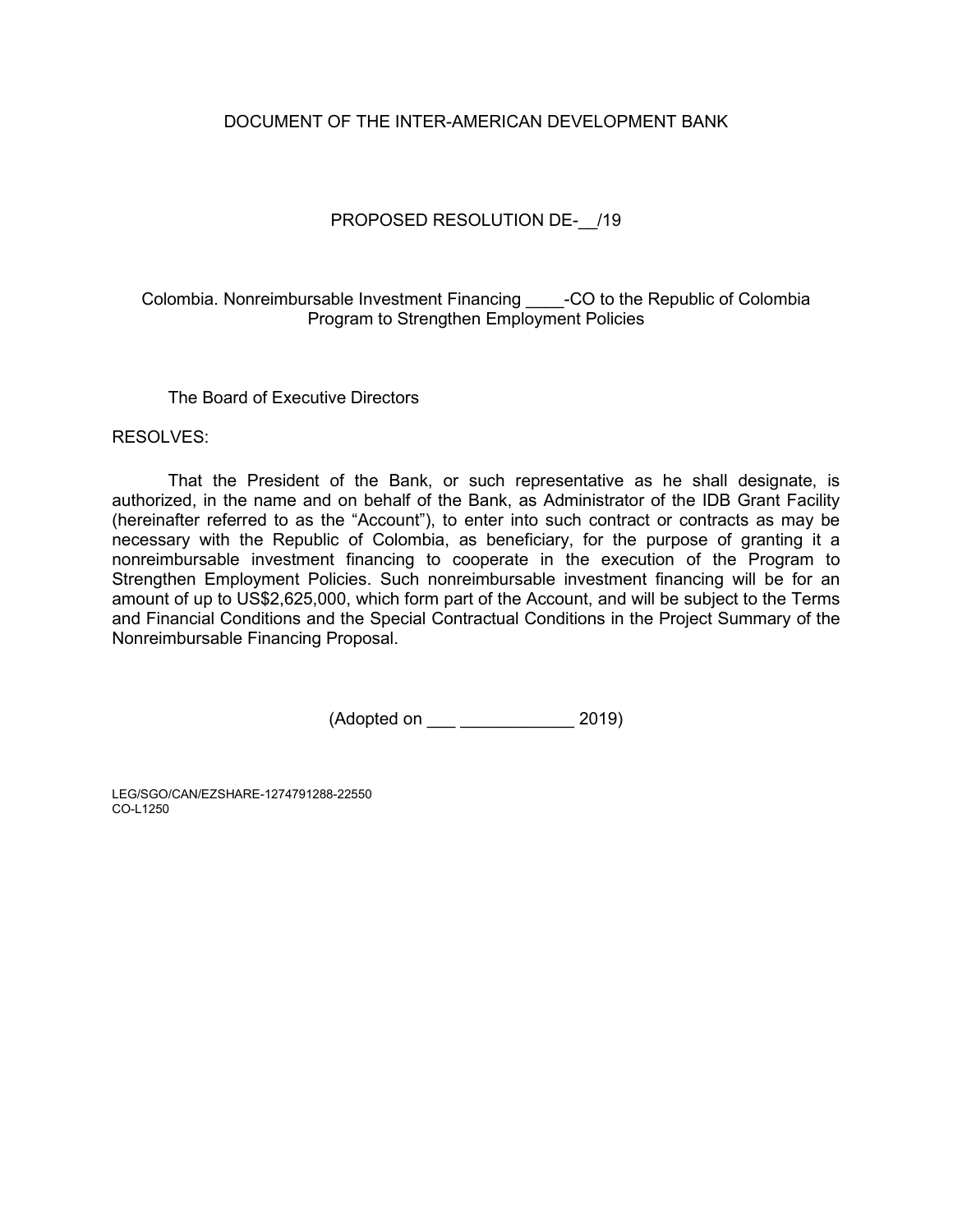DOCUMENT OF THE INTER-AMERICAN DEVELOPMENT BANK

PROPOSED RESOLUTION DE-__/19

Colombia. Nonreimbursable Investment Financing ____-CO to the Republic of Colombia
Program to Strengthen Employment Policies

The Board of Executive Directors

RESOLVES:

That the President of the Bank, or such representative as he shall designate, is authorized, in the name and on behalf of the Bank, as Administrator of the IDB Grant Facility (hereinafter referred to as the "Account"), to enter into such contract or contracts as may be necessary with the Republic of Colombia, as beneficiary, for the purpose of granting it a nonreimbursable investment financing to cooperate in the execution of the Program to Strengthen Employment Policies. Such nonreimbursable investment financing will be for an amount of up to US$2,625,000, which form part of the Account, and will be subject to the Terms and Financial Conditions and the Special Contractual Conditions in the Project Summary of the Nonreimbursable Financing Proposal.

(Adopted on ___ ____________ 2019)

LEG/SGO/CAN/EZSHARE-1274791288-22550
CO-L1250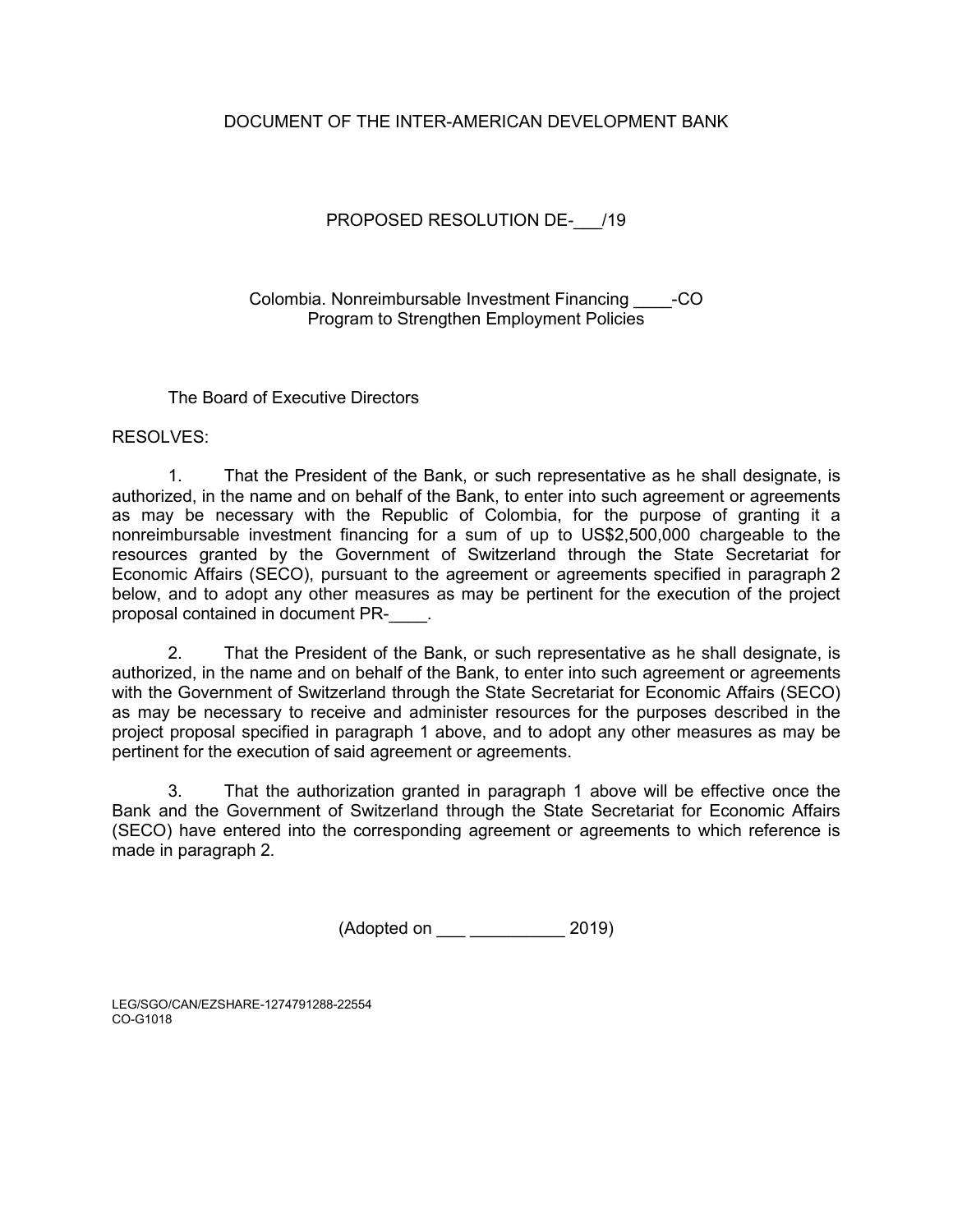DOCUMENT OF THE INTER-AMERICAN DEVELOPMENT BANK

PROPOSED RESOLUTION DE-___/19

Colombia. Nonreimbursable Investment Financing ____-CO
Program to Strengthen Employment Policies

The Board of Executive Directors

RESOLVES:

1. That the President of the Bank, or such representative as he shall designate, is authorized, in the name and on behalf of the Bank, to enter into such agreement or agreements as may be necessary with the Republic of Colombia, for the purpose of granting it a nonreimbursable investment financing for a sum of up to US$2,500,000 chargeable to the resources granted by the Government of Switzerland through the State Secretariat for Economic Affairs (SECO), pursuant to the agreement or agreements specified in paragraph 2 below, and to adopt any other measures as may be pertinent for the execution of the project proposal contained in document PR-____.

2. That the President of the Bank, or such representative as he shall designate, is authorized, in the name and on behalf of the Bank, to enter into such agreement or agreements with the Government of Switzerland through the State Secretariat for Economic Affairs (SECO) as may be necessary to receive and administer resources for the purposes described in the project proposal specified in paragraph 1 above, and to adopt any other measures as may be pertinent for the execution of said agreement or agreements.

3. That the authorization granted in paragraph 1 above will be effective once the Bank and the Government of Switzerland through the State Secretariat for Economic Affairs (SECO) have entered into the corresponding agreement or agreements to which reference is made in paragraph 2.

(Adopted on ___ __________ 2019)

LEG/SGO/CAN/EZSHARE-1274791288-22554
CO-G1018